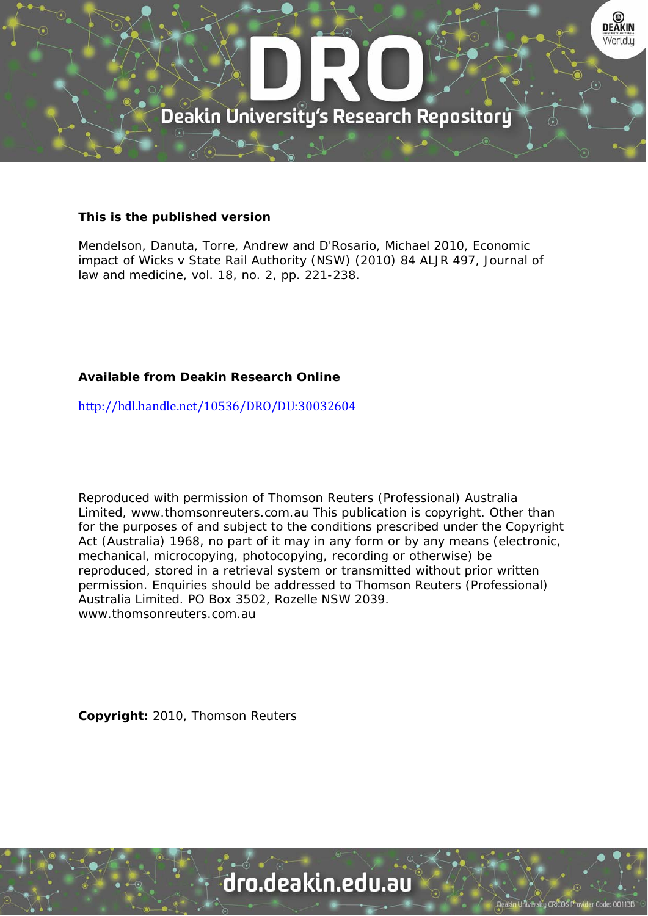**This is the published version**

Mendelson, Danuta, Torre, Andrew and D'Rosario, Michael 2010, Economic impact of Wicks v State Rail Authority (NSW) (2010) 84 ALJR 497, Journal of law and medicine, vol. 18, no. 2, pp. 221-238.

**Available from Deakin Research Online**

http://hdl.handle.net/10536/DRO/DU:30032604

Reproduced with permission of Thomson Reuters (Professional) Australia Limited, www.thomsonreuters.com.au This publication is copyright. Other than for the purposes of and subject to the conditions prescribed under the Copyright Act (Australia) 1968, no part of it may in any form or by any means (electronic, mechanical, microcopying, photocopying, recording or otherwise) be reproduced, stored in a retrieval system or transmitted without prior written permission. Enquiries should be addressed to Thomson Reuters (Professional) Australia Limited. PO Box 3502, Rozelle NSW 2039. www.thomsonreuters.com.au

**Copyright:** 2010, Thomson Reuters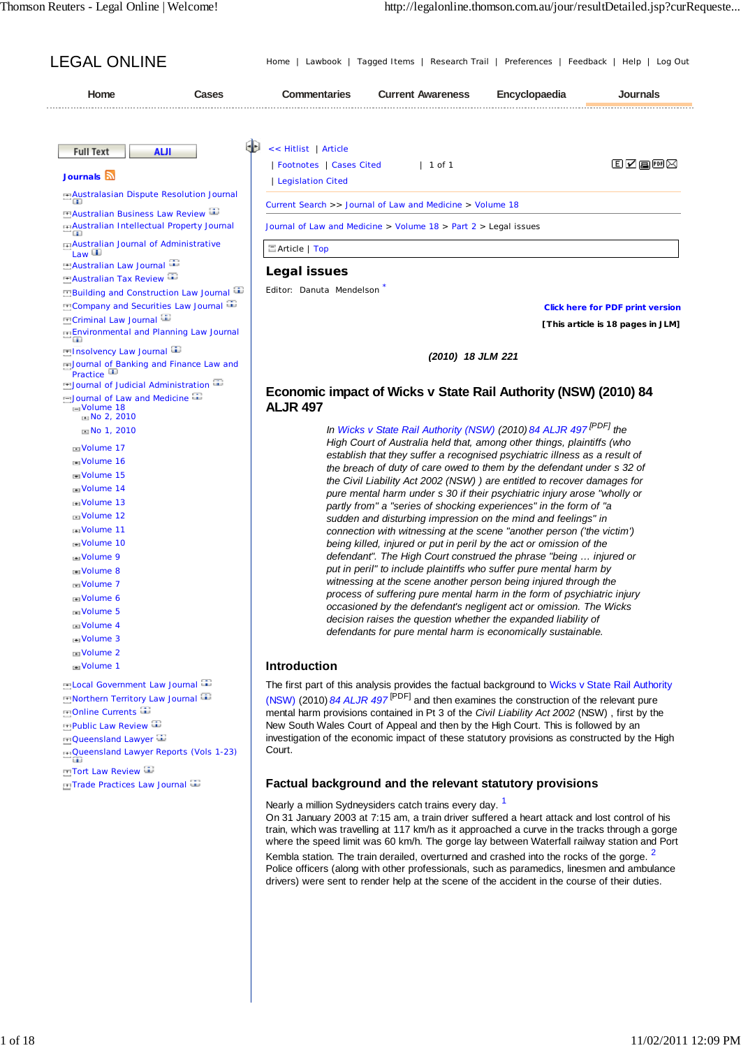# Legal issues

Editor: Danuta Mendelson [*]

(2010) 18 JLM 221

## Economic impact of Wicks v State Rail Authority (NSW) (2010) 84 ALJR 497

*In Wicks v State Rail Authority (NSW) (2010) 84 ALJR 497 [PDF] the High Court of Australia held that, among other things, plaintiffs (who establish that they suffer a recognised psychiatric illness as a result of the breach of duty of care owed to them by the defendant under s 32 of the Civil Liability Act 2002 (NSW) ) are entitled to recover damages for pure mental harm under s 30 if their psychiatric injury arose "wholly or partly from" a "series of shocking experiences" in the form of "a sudden and disturbing impression on the mind and feelings" in connection with witnessing at the scene "another person ('the victim') being killed, injured or put in peril by the act or omission of the defendant". The High Court construed the phrase "being … injured or put in peril" to include plaintiffs who suffer pure mental harm by witnessing at the scene another person being injured through the process of suffering pure mental harm in the form of psychiatric injury occasioned by the defendant's negligent act or omission. The Wicks decision raises the question whether the expanded liability of defendants for pure mental harm is economically sustainable.*

### Introduction

The first part of this analysis provides the factual background to Wicks v State Rail Authority (NSW) (2010) 84 ALJR 497 [PDF] and then examines the construction of the relevant pure mental harm provisions contained in Pt 3 of the *Civil Liability Act 2002* (NSW) , first by the New South Wales Court of Appeal and then by the High Court. This is followed by an investigation of the economic impact of these statutory provisions as constructed by the High Court.

### Factual background and the relevant statutory provisions

Nearly a million Sydneysiders catch trains every day. [1]

On 31 January 2003 at 7:15 am, a train driver suffered a heart attack and lost control of his train, which was travelling at 117 km/h as it approached a curve in the tracks through a gorge where the speed limit was 60 km/h. The gorge lay between Waterfall railway station and Port Kembla station. The train derailed, overturned and crashed into the rocks of the gorge. [2]

Police officers (along with other professionals, such as paramedics, linesmen and ambulance drivers) were sent to render help at the scene of the accident in the course of their duties.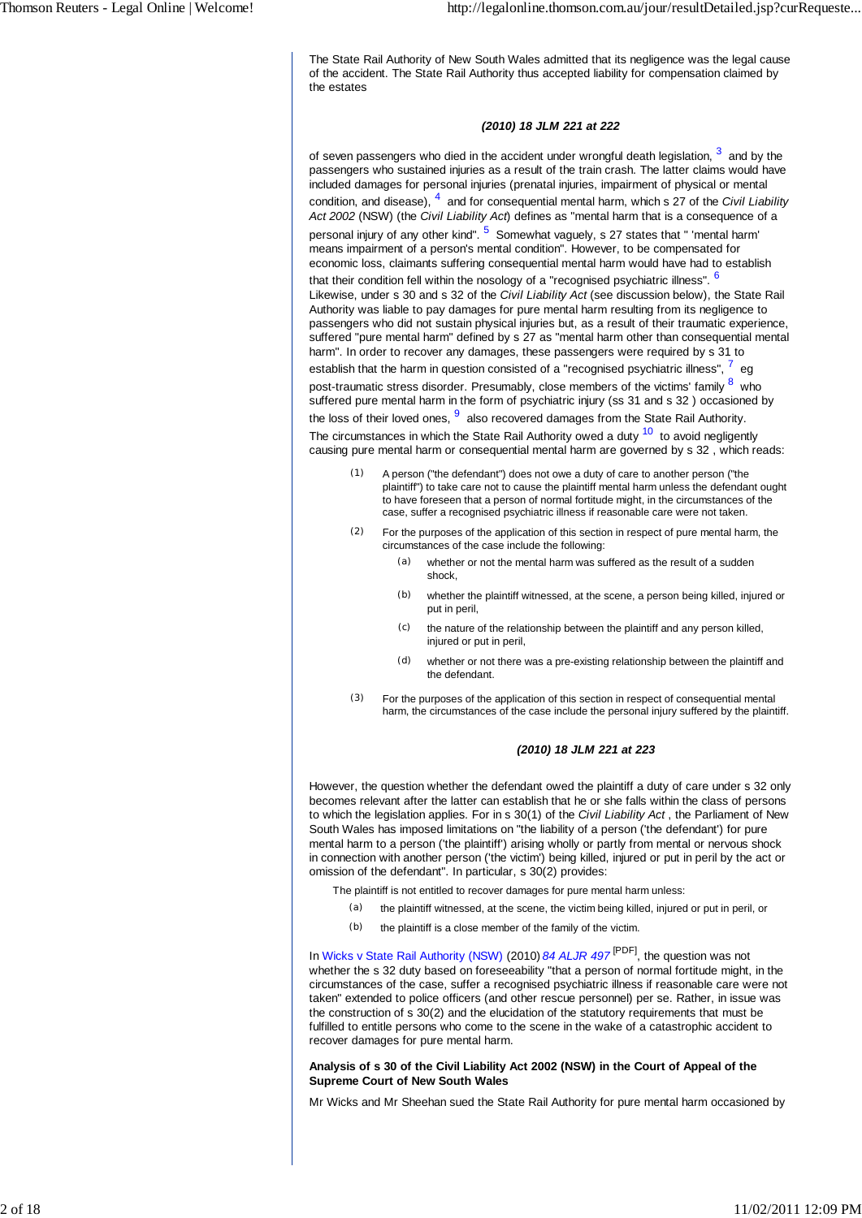The State Rail Authority of New South Wales admitted that its negligence was the legal cause of the accident. The State Rail Authority thus accepted liability for compensation claimed by the estates

***(2010) 18 JLM 221 at 222***

of seven passengers who died in the accident under wrongful death legislation, [3] and by the passengers who sustained injuries as a result of the train crash. The latter claims would have included damages for personal injuries (prenatal injuries, impairment of physical or mental condition, and disease), [4] and for consequential mental harm, which s 27 of the *Civil Liability Act 2002* (NSW) (the *Civil Liability Act*) defines as "mental harm that is a consequence of a personal injury of any other kind". [5] Somewhat vaguely, s 27 states that " 'mental harm' means impairment of a person's mental condition". However, to be compensated for economic loss, claimants suffering consequential mental harm would have had to establish that their condition fell within the nosology of a "recognised psychiatric illness". [6]
Likewise, under s 30 and s 32 of the *Civil Liability Act* (see discussion below), the State Rail Authority was liable to pay damages for pure mental harm resulting from its negligence to passengers who did not sustain physical injuries but, as a result of their traumatic experience, suffered "pure mental harm" defined by s 27 as "mental harm other than consequential mental harm". In order to recover any damages, these passengers were required by s 31 to establish that the harm in question consisted of a "recognised psychiatric illness", [7] eg post-traumatic stress disorder. Presumably, close members of the victims' family [8] who suffered pure mental harm in the form of psychiatric injury (ss 31 and s 32 ) occasioned by the loss of their loved ones, [9] also recovered damages from the State Rail Authority.
The circumstances in which the State Rail Authority owed a duty [10] to avoid negligently causing pure mental harm or consequential mental harm are governed by s 32 , which reads:

> (1) A person ("the defendant") does not owe a duty of care to another person ("the plaintiff") to take care not to cause the plaintiff mental harm unless the defendant ought to have foreseen that a person of normal fortitude might, in the circumstances of the case, suffer a recognised psychiatric illness if reasonable care were not taken.
>
> (2) For the purposes of the application of this section in respect of pure mental harm, the circumstances of the case include the following:
>
> (a) whether or not the mental harm was suffered as the result of a sudden shock,
>
> (b) whether the plaintiff witnessed, at the scene, a person being killed, injured or put in peril,
>
> (c) the nature of the relationship between the plaintiff and any person killed, injured or put in peril,
>
> (d) whether or not there was a pre-existing relationship between the plaintiff and the defendant.
>
> (3) For the purposes of the application of this section in respect of consequential mental harm, the circumstances of the case include the personal injury suffered by the plaintiff.

***(2010) 18 JLM 221 at 223***

However, the question whether the defendant owed the plaintiff a duty of care under s 32 only becomes relevant after the latter can establish that he or she falls within the class of persons to which the legislation applies. For in s 30(1) of the *Civil Liability Act* , the Parliament of New South Wales has imposed limitations on "the liability of a person ('the defendant') for pure mental harm to a person ('the plaintiff') arising wholly or partly from mental or nervous shock in connection with another person ('the victim') being killed, injured or put in peril by the act or omission of the defendant". In particular, s 30(2) provides:

> The plaintiff is not entitled to recover damages for pure mental harm unless:
>
> (a) the plaintiff witnessed, at the scene, the victim being killed, injured or put in peril, or
>
> (b) the plaintiff is a close member of the family of the victim.

In Wicks v State Rail Authority (NSW) (2010) *84 ALJR 497* [PDF], the question was not whether the s 32 duty based on foreseeability "that a person of normal fortitude might, in the circumstances of the case, suffer a recognised psychiatric illness if reasonable care were not taken" extended to police officers (and other rescue personnel) per se. Rather, in issue was the construction of s 30(2) and the elucidation of the statutory requirements that must be fulfilled to entitle persons who come to the scene in the wake of a catastrophic accident to recover damages for pure mental harm.

**Analysis of s 30 of the Civil Liability Act 2002 (NSW) in the Court of Appeal of the Supreme Court of New South Wales**

Mr Wicks and Mr Sheehan sued the State Rail Authority for pure mental harm occasioned by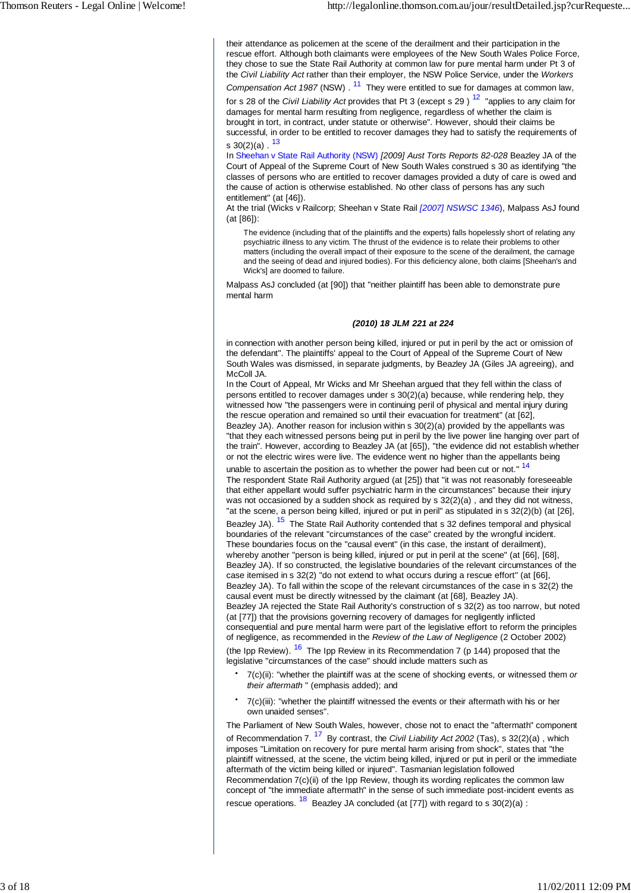their attendance as policemen at the scene of the derailment and their participation in the rescue effort. Although both claimants were employees of the New South Wales Police Force, they chose to sue the State Rail Authority at common law for pure mental harm under Pt 3 of the *Civil Liability Act* rather than their employer, the NSW Police Service, under the *Workers Compensation Act 1987* (NSW) . [11] They were entitled to sue for damages at common law, for s 28 of the *Civil Liability Act* provides that Pt 3 (except s 29 ) [12] "applies to any claim for damages for mental harm resulting from negligence, regardless of whether the claim is brought in tort, in contract, under statute or otherwise". However, should their claims be successful, in order to be entitled to recover damages they had to satisfy the requirements of s 30(2)(a) . [13]

In Sheehan v State Rail Authority (NSW) *[2009] Aust Torts Reports 82-028* Beazley JA of the Court of Appeal of the Supreme Court of New South Wales construed s 30 as identifying "the classes of persons who are entitled to recover damages provided a duty of care is owed and the cause of action is otherwise established. No other class of persons has any such entitlement" (at [46]).

At the trial (Wicks v Railcorp; Sheehan v State Rail *[2007] NSWSC 1346*), Malpass AsJ found (at [86]):

> The evidence (including that of the plaintiffs and the experts) falls hopelessly short of relating any psychiatric illness to any victim. The thrust of the evidence is to relate their problems to other matters (including the overall impact of their exposure to the scene of the derailment, the carnage and the seeing of dead and injured bodies). For this deficiency alone, both claims [Sheehan's and Wick's] are doomed to failure.

Malpass AsJ concluded (at [90]) that "neither plaintiff has been able to demonstrate pure mental harm

***(2010) 18 JLM 221 at 224***

in connection with another person being killed, injured or put in peril by the act or omission of the defendant". The plaintiffs' appeal to the Court of Appeal of the Supreme Court of New South Wales was dismissed, in separate judgments, by Beazley JA (Giles JA agreeing), and McColl JA.

In the Court of Appeal, Mr Wicks and Mr Sheehan argued that they fell within the class of persons entitled to recover damages under s 30(2)(a) because, while rendering help, they witnessed how "the passengers were in continuing peril of physical and mental injury during the rescue operation and remained so until their evacuation for treatment" (at [62], Beazley JA). Another reason for inclusion within s 30(2)(a) provided by the appellants was "that they each witnessed persons being put in peril by the live power line hanging over part of the train". However, according to Beazley JA (at [65]), "the evidence did not establish whether or not the electric wires were live. The evidence went no higher than the appellants being unable to ascertain the position as to whether the power had been cut or not." [14]

The respondent State Rail Authority argued (at [25]) that "it was not reasonably foreseeable that either appellant would suffer psychiatric harm in the circumstances" because their injury was not occasioned by a sudden shock as required by s 32(2)(a) , and they did not witness, "at the scene, a person being killed, injured or put in peril" as stipulated in s 32(2)(b) (at [26], Beazley JA). [15] The State Rail Authority contended that s 32 defines temporal and physical boundaries of the relevant "circumstances of the case" created by the wrongful incident. These boundaries focus on the "causal event" (in this case, the instant of derailment), whereby another "person is being killed, injured or put in peril at the scene" (at [66], [68], Beazley JA). If so constructed, the legislative boundaries of the relevant circumstances of the case itemised in s 32(2) "do not extend to what occurs during a rescue effort" (at [66], Beazley JA). To fall within the scope of the relevant circumstances of the case in s 32(2) the causal event must be directly witnessed by the claimant (at [68], Beazley JA).

Beazley JA rejected the State Rail Authority's construction of s 32(2) as too narrow, but noted (at [77]) that the provisions governing recovery of damages for negligently inflicted consequential and pure mental harm were part of the legislative effort to reform the principles of negligence, as recommended in the *Review of the Law of Negligence* (2 October 2002) (the Ipp Review). [16] The Ipp Review in its Recommendation 7 (p 144) proposed that the legislative "circumstances of the case" should include matters such as

- 7(c)(ii): "whether the plaintiff was at the scene of shocking events, or witnessed them *or their aftermath* " (emphasis added); and
- 7(c)(iii): "whether the plaintiff witnessed the events or their aftermath with his or her own unaided senses".

The Parliament of New South Wales, however, chose not to enact the "aftermath" component of Recommendation 7. [17] By contrast, the *Civil Liability Act 2002* (Tas), s 32(2)(a) , which imposes "Limitation on recovery for pure mental harm arising from shock", states that "the plaintiff witnessed, at the scene, the victim being killed, injured or put in peril or the immediate aftermath of the victim being killed or injured". Tasmanian legislation followed Recommendation 7(c)(ii) of the Ipp Review, though its wording replicates the common law concept of "the immediate aftermath" in the sense of such immediate post-incident events as rescue operations. [18] Beazley JA concluded (at [77]) with regard to s 30(2)(a) :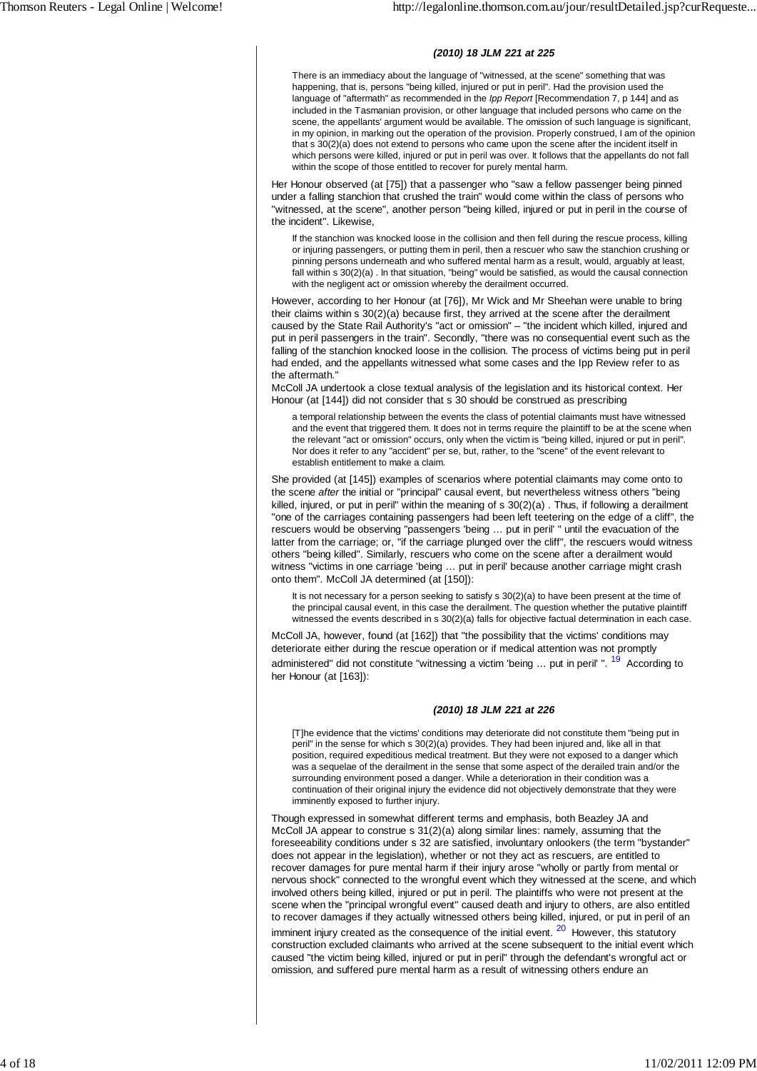There is an immediacy about the language of "witnessed, at the scene" something that was happening, that is, persons "being killed, injured or put in peril". Had the provision used the language of "aftermath" as recommended in the *Ipp Report* [Recommendation 7, p 144] and as included in the Tasmanian provision, or other language that included persons who came on the scene, the appellants' argument would be available. The omission of such language is significant, in my opinion, in marking out the operation of the provision. Properly construed, I am of the opinion that s 30(2)(a) does not extend to persons who came upon the scene after the incident itself in which persons were killed, injured or put in peril was over. It follows that the appellants do not fall within the scope of those entitled to recover for purely mental harm.

Her Honour observed (at [75]) that a passenger who "saw a fellow passenger being pinned under a falling stanchion that crushed the train" would come within the class of persons who "witnessed, at the scene", another person "being killed, injured or put in peril in the course of the incident". Likewise,

> If the stanchion was knocked loose in the collision and then fell during the rescue process, killing or injuring passengers, or putting them in peril, then a rescuer who saw the stanchion crushing or pinning persons underneath and who suffered mental harm as a result, would, arguably at least, fall within s 30(2)(a) . In that situation, "being" would be satisfied, as would the causal connection with the negligent act or omission whereby the derailment occurred.

However, according to her Honour (at [76]), Mr Wick and Mr Sheehan were unable to bring their claims within s 30(2)(a) because first, they arrived at the scene after the derailment caused by the State Rail Authority's "act or omission" – "the incident which killed, injured and put in peril passengers in the train". Secondly, "there was no consequential event such as the falling of the stanchion knocked loose in the collision. The process of victims being put in peril had ended, and the appellants witnessed what some cases and the Ipp Review refer to as the aftermath."

McColl JA undertook a close textual analysis of the legislation and its historical context. Her Honour (at [144]) did not consider that s 30 should be construed as prescribing

> a temporal relationship between the events the class of potential claimants must have witnessed and the event that triggered them. It does not in terms require the plaintiff to be at the scene when the relevant "act or omission" occurs, only when the victim is "being killed, injured or put in peril". Nor does it refer to any "accident" per se, but, rather, to the "scene" of the event relevant to establish entitlement to make a claim.

She provided (at [145]) examples of scenarios where potential claimants may come onto to the scene *after* the initial or "principal" causal event, but nevertheless witness others "being killed, injured, or put in peril" within the meaning of s 30(2)(a) . Thus, if following a derailment "one of the carriages containing passengers had been left teetering on the edge of a cliff", the rescuers would be observing "passengers 'being … put in peril' " until the evacuation of the latter from the carriage; or, "if the carriage plunged over the cliff", the rescuers would witness others "being killed". Similarly, rescuers who come on the scene after a derailment would witness "victims in one carriage 'being … put in peril' because another carriage might crash onto them". McColl JA determined (at [150]):

> It is not necessary for a person seeking to satisfy s 30(2)(a) to have been present at the time of the principal causal event, in this case the derailment. The question whether the putative plaintiff witnessed the events described in s 30(2)(a) falls for objective factual determination in each case.

McColl JA, however, found (at [162]) that "the possibility that the victims' conditions may deteriorate either during the rescue operation or if medical attention was not promptly administered" did not constitute "witnessing a victim 'being … put in peril' ".[19] According to her Honour (at [163]):

> [T]he evidence that the victims' conditions may deteriorate did not constitute them "being put in peril" in the sense for which s 30(2)(a) provides. They had been injured and, like all in that position, required expeditious medical treatment. But they were not exposed to a danger which was a sequelae of the derailment in the sense that some aspect of the derailed train and/or the surrounding environment posed a danger. While a deterioration in their condition was a continuation of their original injury the evidence did not objectively demonstrate that they were imminently exposed to further injury.

Though expressed in somewhat different terms and emphasis, both Beazley JA and McColl JA appear to construe s 31(2)(a) along similar lines: namely, assuming that the foreseeability conditions under s 32 are satisfied, involuntary onlookers (the term "bystander" does not appear in the legislation), whether or not they act as rescuers, are entitled to recover damages for pure mental harm if their injury arose "wholly or partly from mental or nervous shock" connected to the wrongful event which they witnessed at the scene, and which involved others being killed, injured or put in peril. The plaintiffs who were not present at the scene when the "principal wrongful event" caused death and injury to others, are also entitled to recover damages if they actually witnessed others being killed, injured, or put in peril of an imminent injury created as the consequence of the initial event.[20] However, this statutory construction excluded claimants who arrived at the scene subsequent to the initial event which caused "the victim being killed, injured or put in peril" through the defendant's wrongful act or omission, and suffered pure mental harm as a result of witnessing others endure an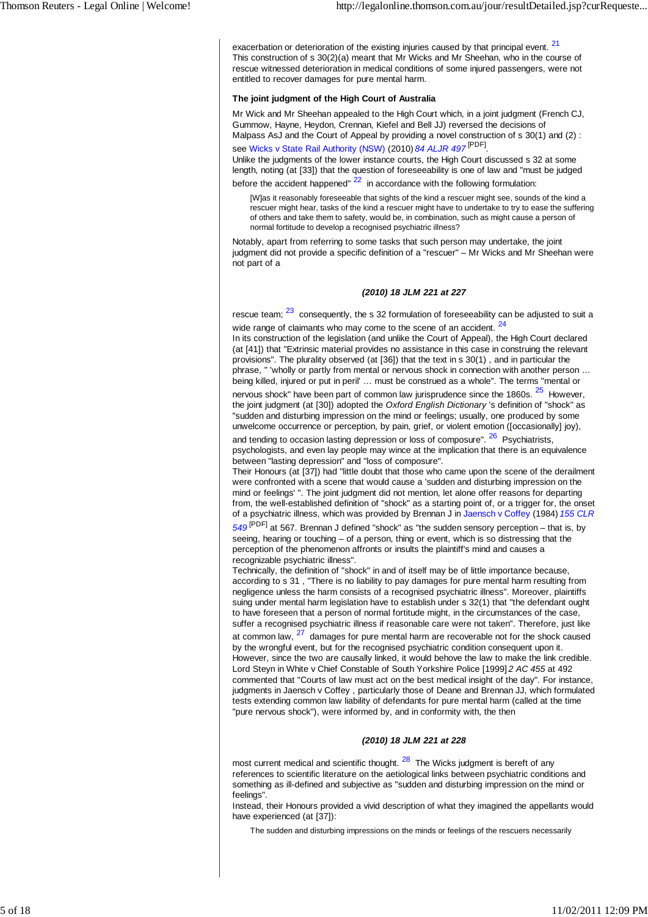exacerbation or deterioration of the existing injuries caused by that principal event. [21] This construction of s 30(2)(a) meant that Mr Wicks and Mr Sheehan, who in the course of rescue witnessed deterioration in medical conditions of some injured passengers, were not entitled to recover damages for pure mental harm.

**The joint judgment of the High Court of Australia**

Mr Wick and Mr Sheehan appealed to the High Court which, in a joint judgment (French CJ, Gummow, Hayne, Heydon, Crennan, Kiefel and Bell JJ) reversed the decisions of Malpass AsJ and the Court of Appeal by providing a novel construction of s 30(1) and (2) : see Wicks v State Rail Authority (NSW) (2010) *84 ALJR 497* [PDF].

Unlike the judgments of the lower instance courts, the High Court discussed s 32 at some length, noting (at [33]) that the question of foreseeability is one of law and "must be judged before the accident happened" [22] in accordance with the following formulation:

> [W]as it reasonably foreseeable that sights of the kind a rescuer might see, sounds of the kind a rescuer might hear, tasks of the kind a rescuer might have to undertake to try to ease the suffering of others and take them to safety, would be, in combination, such as might cause a person of normal fortitude to develop a recognised psychiatric illness?

Notably, apart from referring to some tasks that such person may undertake, the joint judgment did not provide a specific definition of a "rescuer" – Mr Wicks and Mr Sheehan were not part of a

***(2010) 18 JLM 221 at 227***

rescue team; [23] consequently, the s 32 formulation of foreseeability can be adjusted to suit a wide range of claimants who may come to the scene of an accident. [24]

In its construction of the legislation (and unlike the Court of Appeal), the High Court declared (at [41]) that "Extrinsic material provides no assistance in this case in construing the relevant provisions". The plurality observed (at [36]) that the text in s 30(1) , and in particular the phrase, " 'wholly or partly from mental or nervous shock in connection with another person … being killed, injured or put in peril' … must be construed as a whole". The terms "mental or nervous shock" have been part of common law jurisprudence since the 1860s. [25] However, the joint judgment (at [30]) adopted the *Oxford English Dictionary* 's definition of "shock" as "sudden and disturbing impression on the mind or feelings; usually, one produced by some unwelcome occurrence or perception, by pain, grief, or violent emotion ([occasionally] joy), and tending to occasion lasting depression or loss of composure". [26] Psychiatrists, psychologists, and even lay people may wince at the implication that there is an equivalence between "lasting depression" and "loss of composure".

Their Honours (at [37]) had "little doubt that those who came upon the scene of the derailment were confronted with a scene that would cause a 'sudden and disturbing impression on the mind or feelings' ". The joint judgment did not mention, let alone offer reasons for departing from, the well-established definition of "shock" as a starting point of, or a trigger for, the onset of a psychiatric illness, which was provided by Brennan J in Jaensch v Coffey (1984) *155 CLR 549* [PDF] at 567. Brennan J defined "shock" as "the sudden sensory perception – that is, by seeing, hearing or touching – of a person, thing or event, which is so distressing that the perception of the phenomenon affronts or insults the plaintiff's mind and causes a recognizable psychiatric illness".

Technically, the definition of "shock" in and of itself may be of little importance because, according to s 31 , "There is no liability to pay damages for pure mental harm resulting from negligence unless the harm consists of a recognised psychiatric illness". Moreover, plaintiffs suing under mental harm legislation have to establish under s 32(1) that "the defendant ought to have foreseen that a person of normal fortitude might, in the circumstances of the case, suffer a recognised psychiatric illness if reasonable care were not taken". Therefore, just like at common law, [27] damages for pure mental harm are recoverable not for the shock caused by the wrongful event, but for the recognised psychiatric condition consequent upon it. However, since the two are causally linked, it would behove the law to make the link credible. Lord Steyn in White v Chief Constable of South Yorkshire Police [1999] *2 AC 455* at 492 commented that "Courts of law must act on the best medical insight of the day". For instance, judgments in Jaensch v Coffey , particularly those of Deane and Brennan JJ, which formulated tests extending common law liability of defendants for pure mental harm (called at the time "pure nervous shock"), were informed by, and in conformity with, the then

***(2010) 18 JLM 221 at 228***

most current medical and scientific thought. [28] The Wicks judgment is bereft of any references to scientific literature on the aetiological links between psychiatric conditions and something as ill-defined and subjective as "sudden and disturbing impression on the mind or feelings".

Instead, their Honours provided a vivid description of what they imagined the appellants would have experienced (at [37]):

> The sudden and disturbing impressions on the minds or feelings of the rescuers necessarily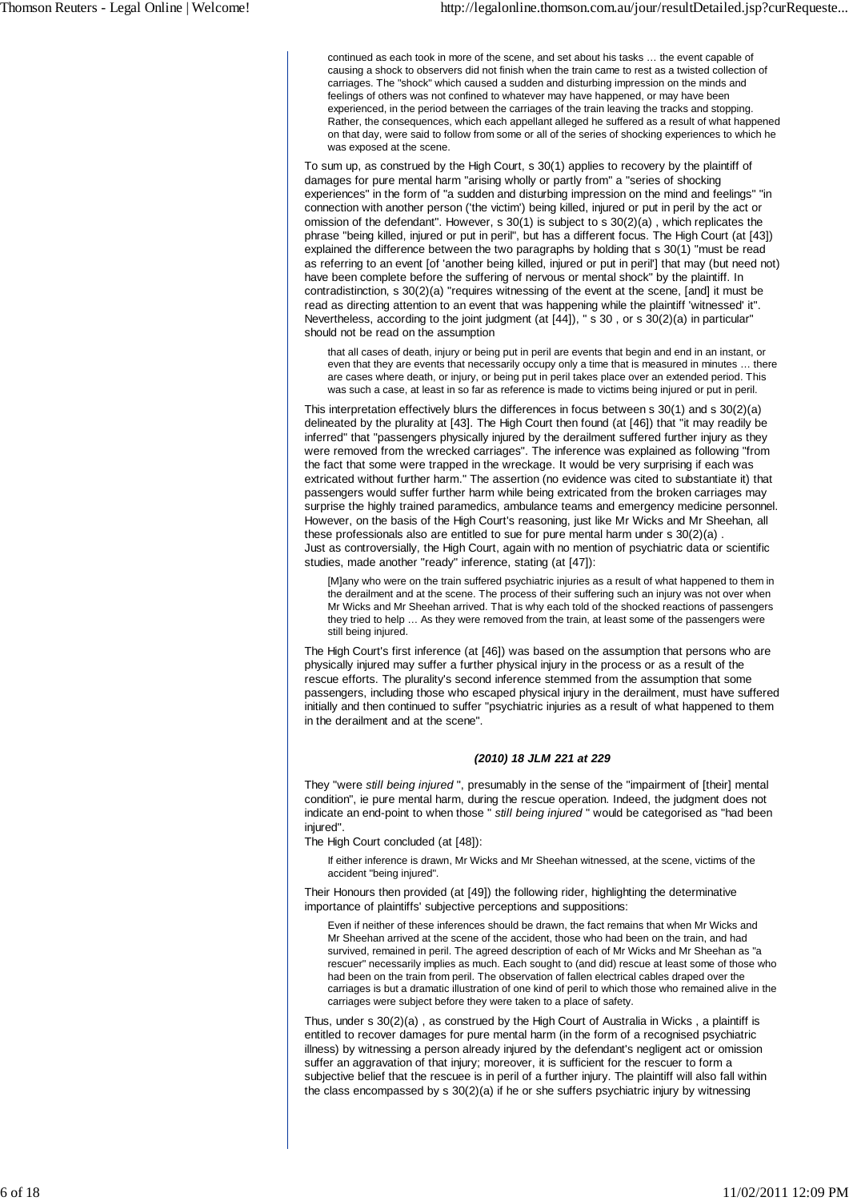> continued as each took in more of the scene, and set about his tasks … the event capable of causing a shock to observers did not finish when the train came to rest as a twisted collection of carriages. The "shock" which caused a sudden and disturbing impression on the minds and feelings of others was not confined to whatever may have happened, or may have been experienced, in the period between the carriages of the train leaving the tracks and stopping. Rather, the consequences, which each appellant alleged he suffered as a result of what happened on that day, were said to follow from some or all of the series of shocking experiences to which he was exposed at the scene.

To sum up, as construed by the High Court, s 30(1) applies to recovery by the plaintiff of damages for pure mental harm "arising wholly or partly from" a "series of shocking experiences" in the form of "a sudden and disturbing impression on the mind and feelings" "in connection with another person ('the victim') being killed, injured or put in peril by the act or omission of the defendant". However, s 30(1) is subject to s 30(2)(a) , which replicates the phrase "being killed, injured or put in peril", but has a different focus. The High Court (at [43]) explained the difference between the two paragraphs by holding that s 30(1) "must be read as referring to an event [of 'another being killed, injured or put in peril'] that may (but need not) have been complete before the suffering of nervous or mental shock" by the plaintiff. In contradistinction, s 30(2)(a) "requires witnessing of the event at the scene, [and] it must be read as directing attention to an event that was happening while the plaintiff 'witnessed' it". Nevertheless, according to the joint judgment (at [44]), " s 30 , or s 30(2)(a) in particular" should not be read on the assumption

> that all cases of death, injury or being put in peril are events that begin and end in an instant, or even that they are events that necessarily occupy only a time that is measured in minutes … there are cases where death, or injury, or being put in peril takes place over an extended period. This was such a case, at least in so far as reference is made to victims being injured or put in peril.

This interpretation effectively blurs the differences in focus between s 30(1) and s 30(2)(a) delineated by the plurality at [43]. The High Court then found (at [46]) that "it may readily be inferred" that "passengers physically injured by the derailment suffered further injury as they were removed from the wrecked carriages". The inference was explained as following "from the fact that some were trapped in the wreckage. It would be very surprising if each was extricated without further harm." The assertion (no evidence was cited to substantiate it) that passengers would suffer further harm while being extricated from the broken carriages may surprise the highly trained paramedics, ambulance teams and emergency medicine personnel. However, on the basis of the High Court's reasoning, just like Mr Wicks and Mr Sheehan, all these professionals also are entitled to sue for pure mental harm under s 30(2)(a) .
Just as controversially, the High Court, again with no mention of psychiatric data or scientific studies, made another "ready" inference, stating (at [47]):

> [M]any who were on the train suffered psychiatric injuries as a result of what happened to them in the derailment and at the scene. The process of their suffering such an injury was not over when Mr Wicks and Mr Sheehan arrived. That is why each told of the shocked reactions of passengers they tried to help … As they were removed from the train, at least some of the passengers were still being injured.

The High Court's first inference (at [46]) was based on the assumption that persons who are physically injured may suffer a further physical injury in the process or as a result of the rescue efforts. The plurality's second inference stemmed from the assumption that some passengers, including those who escaped physical injury in the derailment, must have suffered initially and then continued to suffer "psychiatric injuries as a result of what happened to them in the derailment and at the scene".

***(2010) 18 JLM 221 at 229***

They "were *still being injured* ", presumably in the sense of the "impairment of [their] mental condition", ie pure mental harm, during the rescue operation. Indeed, the judgment does not indicate an end-point to when those " *still being injured* " would be categorised as "had been injured".
The High Court concluded (at [48]):

> If either inference is drawn, Mr Wicks and Mr Sheehan witnessed, at the scene, victims of the accident "being injured".

Their Honours then provided (at [49]) the following rider, highlighting the determinative importance of plaintiffs' subjective perceptions and suppositions:

> Even if neither of these inferences should be drawn, the fact remains that when Mr Wicks and Mr Sheehan arrived at the scene of the accident, those who had been on the train, and had survived, remained in peril. The agreed description of each of Mr Wicks and Mr Sheehan as "a rescuer" necessarily implies as much. Each sought to (and did) rescue at least some of those who had been on the train from peril. The observation of fallen electrical cables draped over the carriages is but a dramatic illustration of one kind of peril to which those who remained alive in the carriages were subject before they were taken to a place of safety.

Thus, under s 30(2)(a) , as construed by the High Court of Australia in Wicks , a plaintiff is entitled to recover damages for pure mental harm (in the form of a recognised psychiatric illness) by witnessing a person already injured by the defendant's negligent act or omission suffer an aggravation of that injury; moreover, it is sufficient for the rescuer to form a subjective belief that the rescuee is in peril of a further injury. The plaintiff will also fall within the class encompassed by s 30(2)(a) if he or she suffers psychiatric injury by witnessing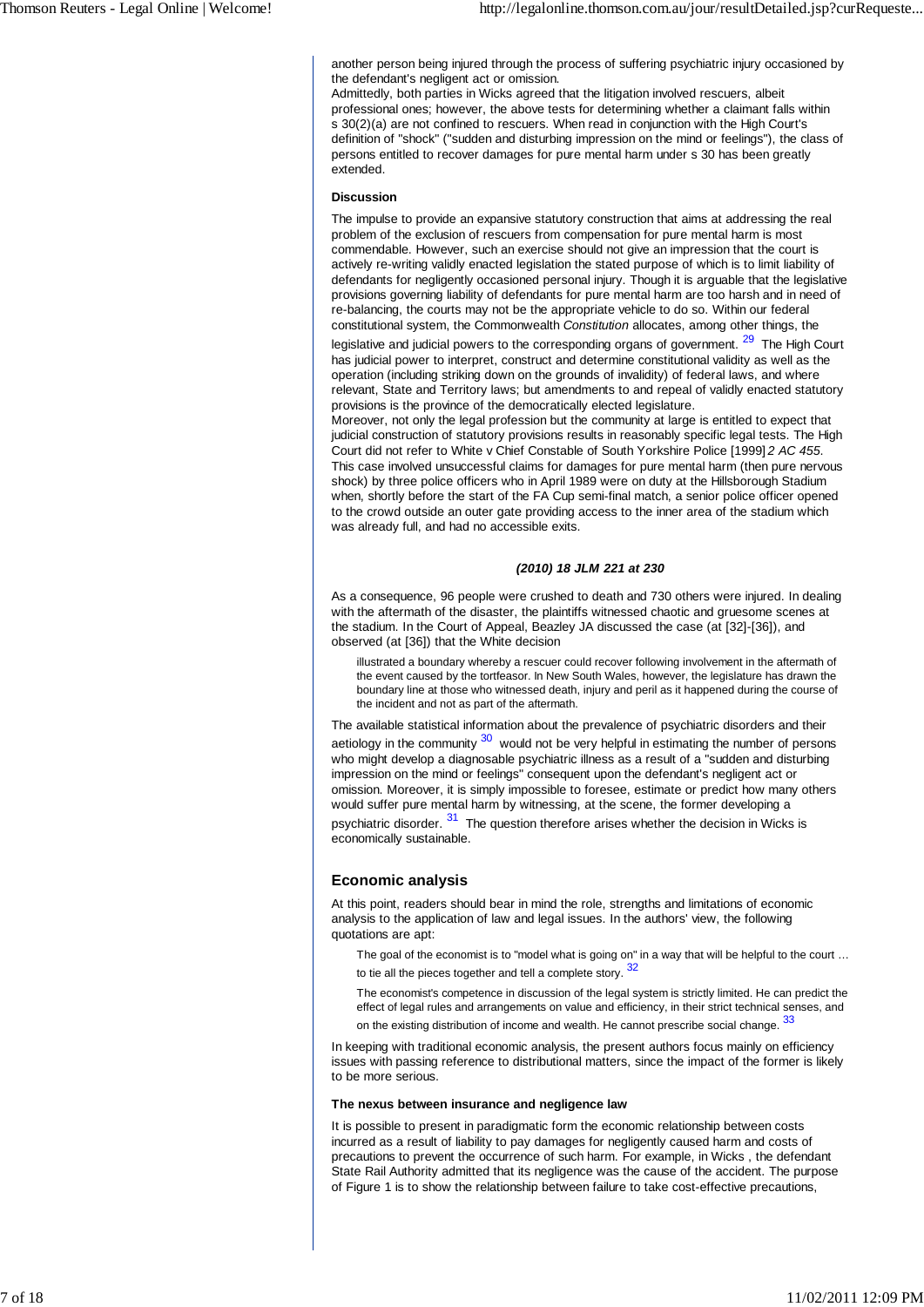another person being injured through the process of suffering psychiatric injury occasioned by the defendant's negligent act or omission.

Admittedly, both parties in Wicks agreed that the litigation involved rescuers, albeit professional ones; however, the above tests for determining whether a claimant falls within s 30(2)(a) are not confined to rescuers. When read in conjunction with the High Court's definition of "shock" ("sudden and disturbing impression on the mind or feelings"), the class of persons entitled to recover damages for pure mental harm under s 30 has been greatly extended.

**Discussion**

The impulse to provide an expansive statutory construction that aims at addressing the real problem of the exclusion of rescuers from compensation for pure mental harm is most commendable. However, such an exercise should not give an impression that the court is actively re-writing validly enacted legislation the stated purpose of which is to limit liability of defendants for negligently occasioned personal injury. Though it is arguable that the legislative provisions governing liability of defendants for pure mental harm are too harsh and in need of re-balancing, the courts may not be the appropriate vehicle to do so. Within our federal constitutional system, the Commonwealth *Constitution* allocates, among other things, the legislative and judicial powers to the corresponding organs of government. [29] The High Court has judicial power to interpret, construct and determine constitutional validity as well as the operation (including striking down on the grounds of invalidity) of federal laws, and where relevant, State and Territory laws; but amendments to and repeal of validly enacted statutory provisions is the province of the democratically elected legislature.

Moreover, not only the legal profession but the community at large is entitled to expect that judicial construction of statutory provisions results in reasonably specific legal tests. The High Court did not refer to White v Chief Constable of South Yorkshire Police [1999] *2 AC 455*. This case involved unsuccessful claims for damages for pure mental harm (then pure nervous shock) by three police officers who in April 1989 were on duty at the Hillsborough Stadium when, shortly before the start of the FA Cup semi-final match, a senior police officer opened to the crowd outside an outer gate providing access to the inner area of the stadium which was already full, and had no accessible exits.

***(2010) 18 JLM 221 at 230***

As a consequence, 96 people were crushed to death and 730 others were injured. In dealing with the aftermath of the disaster, the plaintiffs witnessed chaotic and gruesome scenes at the stadium. In the Court of Appeal, Beazley JA discussed the case (at [32]-[36]), and observed (at [36]) that the White decision

> illustrated a boundary whereby a rescuer could recover following involvement in the aftermath of the event caused by the tortfeasor. In New South Wales, however, the legislature has drawn the boundary line at those who witnessed death, injury and peril as it happened during the course of the incident and not as part of the aftermath.

The available statistical information about the prevalence of psychiatric disorders and their aetiology in the community [30] would not be very helpful in estimating the number of persons who might develop a diagnosable psychiatric illness as a result of a "sudden and disturbing impression on the mind or feelings" consequent upon the defendant's negligent act or omission. Moreover, it is simply impossible to foresee, estimate or predict how many others would suffer pure mental harm by witnessing, at the scene, the former developing a psychiatric disorder. [31] The question therefore arises whether the decision in Wicks is economically sustainable.

## Economic analysis

At this point, readers should bear in mind the role, strengths and limitations of economic analysis to the application of law and legal issues. In the authors' view, the following quotations are apt:

> The goal of the economist is to "model what is going on" in a way that will be helpful to the court … to tie all the pieces together and tell a complete story. [32]
>
> The economist's competence in discussion of the legal system is strictly limited. He can predict the effect of legal rules and arrangements on value and efficiency, in their strict technical senses, and on the existing distribution of income and wealth. He cannot prescribe social change. [33]

In keeping with traditional economic analysis, the present authors focus mainly on efficiency issues with passing reference to distributional matters, since the impact of the former is likely to be more serious.

**The nexus between insurance and negligence law**

It is possible to present in paradigmatic form the economic relationship between costs incurred as a result of liability to pay damages for negligently caused harm and costs of precautions to prevent the occurrence of such harm. For example, in Wicks , the defendant State Rail Authority admitted that its negligence was the cause of the accident. The purpose of Figure 1 is to show the relationship between failure to take cost-effective precautions,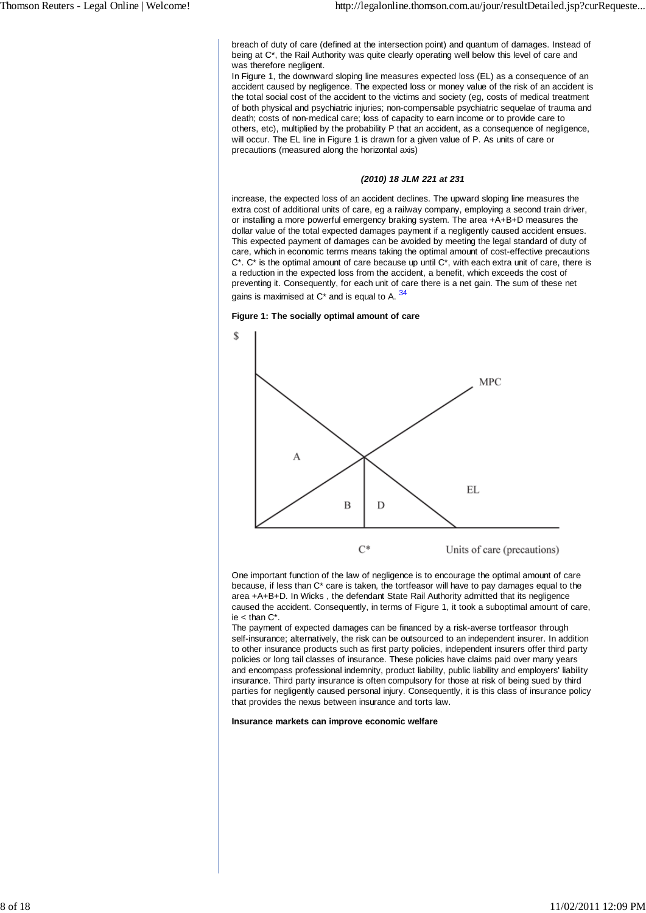breach of duty of care (defined at the intersection point) and quantum of damages. Instead of being at C*, the Rail Authority was quite clearly operating well below this level of care and was therefore negligent.

In Figure 1, the downward sloping line measures expected loss (EL) as a consequence of an accident caused by negligence. The expected loss or money value of the risk of an accident is the total social cost of the accident to the victims and society (eg, costs of medical treatment of both physical and psychiatric injuries; non-compensable psychiatric sequelae of trauma and death; costs of non-medical care; loss of capacity to earn income or to provide care to others, etc), multiplied by the probability P that an accident, as a consequence of negligence, will occur. The EL line in Figure 1 is drawn for a given value of P. As units of care or precautions (measured along the horizontal axis)

***(2010) 18 JLM 221 at 231***

increase, the expected loss of an accident declines. The upward sloping line measures the extra cost of additional units of care, eg a railway company, employing a second train driver, or installing a more powerful emergency braking system. The area +A+B+D measures the dollar value of the total expected damages payment if a negligently caused accident ensues. This expected payment of damages can be avoided by meeting the legal standard of duty of care, which in economic terms means taking the optimal amount of cost-effective precautions C*. C* is the optimal amount of care because up until C*, with each extra unit of care, there is a reduction in the expected loss from the accident, a benefit, which exceeds the cost of preventing it. Consequently, for each unit of care there is a net gain. The sum of these net gains is maximised at C* and is equal to A. [34]

**Figure 1: The socially optimal amount of care**

One important function of the law of negligence is to encourage the optimal amount of care because, if less than C* care is taken, the tortfeasor will have to pay damages equal to the area +A+B+D. In Wicks , the defendant State Rail Authority admitted that its negligence caused the accident. Consequently, in terms of Figure 1, it took a suboptimal amount of care, ie < than C*.

The payment of expected damages can be financed by a risk-averse tortfeasor through self-insurance; alternatively, the risk can be outsourced to an independent insurer. In addition to other insurance products such as first party policies, independent insurers offer third party policies or long tail classes of insurance. These policies have claims paid over many years and encompass professional indemnity, product liability, public liability and employers' liability insurance. Third party insurance is often compulsory for those at risk of being sued by third parties for negligently caused personal injury. Consequently, it is this class of insurance policy that provides the nexus between insurance and torts law.

**Insurance markets can improve economic welfare**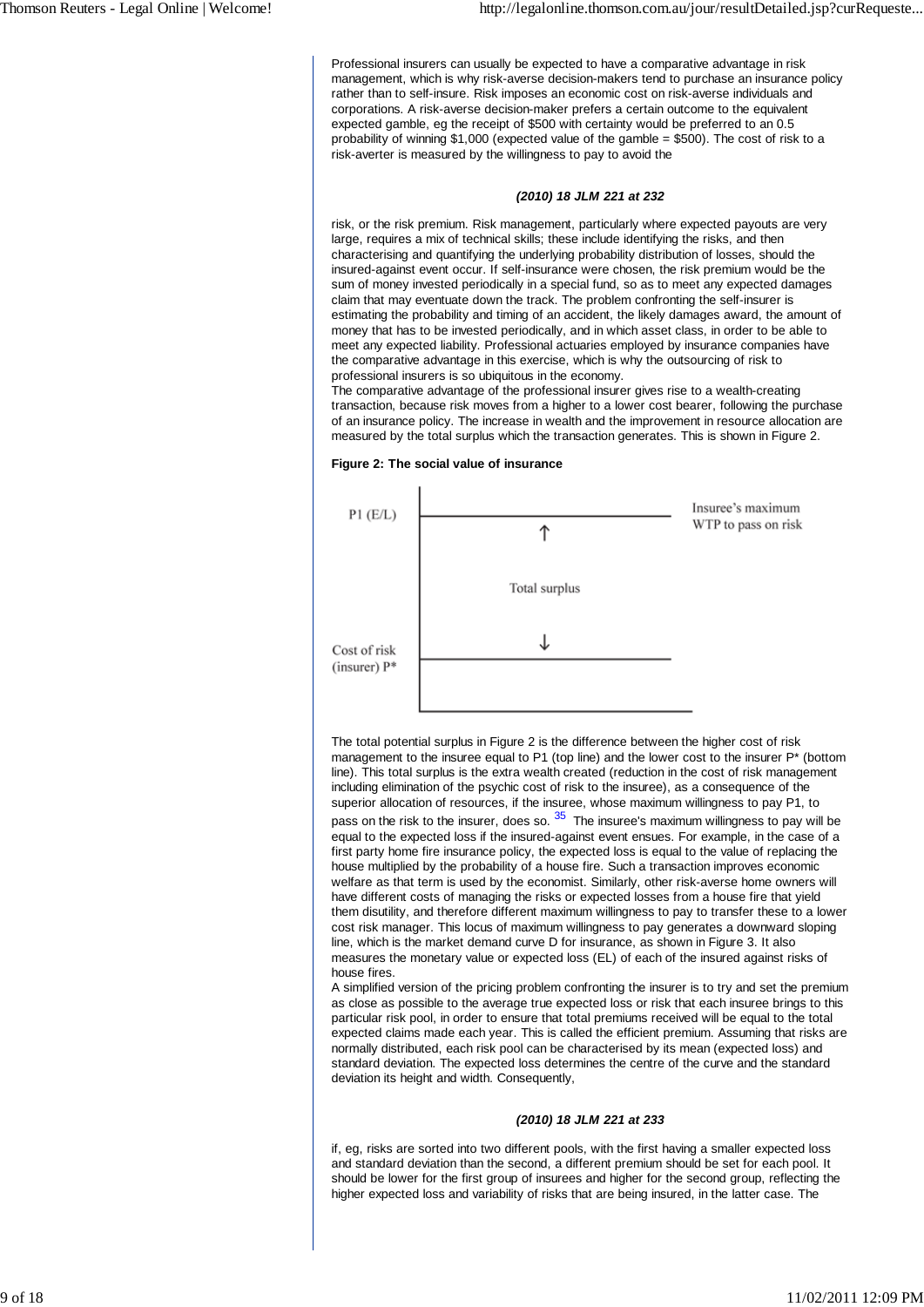Professional insurers can usually be expected to have a comparative advantage in risk management, which is why risk-averse decision-makers tend to purchase an insurance policy rather than to self-insure. Risk imposes an economic cost on risk-averse individuals and corporations. A risk-averse decision-maker prefers a certain outcome to the equivalent expected gamble, eg the receipt of $500 with certainty would be preferred to an 0.5 probability of winning $1,000 (expected value of the gamble = $500). The cost of risk to a risk-averter is measured by the willingness to pay to avoid the

***(2010) 18 JLM 221 at 232***

risk, or the risk premium. Risk management, particularly where expected payouts are very large, requires a mix of technical skills; these include identifying the risks, and then characterising and quantifying the underlying probability distribution of losses, should the insured-against event occur. If self-insurance were chosen, the risk premium would be the sum of money invested periodically in a special fund, so as to meet any expected damages claim that may eventuate down the track. The problem confronting the self-insurer is estimating the probability and timing of an accident, the likely damages award, the amount of money that has to be invested periodically, and in which asset class, in order to be able to meet any expected liability. Professional actuaries employed by insurance companies have the comparative advantage in this exercise, which is why the outsourcing of risk to professional insurers is so ubiquitous in the economy.

The comparative advantage of the professional insurer gives rise to a wealth-creating transaction, because risk moves from a higher to a lower cost bearer, following the purchase of an insurance policy. The increase in wealth and the improvement in resource allocation are measured by the total surplus which the transaction generates. This is shown in Figure 2.

**Figure 2: The social value of insurance**

P1 (E/L) — Insuree's maximum WTP to pass on risk

Total surplus

Cost of risk (insurer) P*

The total potential surplus in Figure 2 is the difference between the higher cost of risk management to the insuree equal to P1 (top line) and the lower cost to the insurer P* (bottom line). This total surplus is the extra wealth created (reduction in the cost of risk management including elimination of the psychic cost of risk to the insuree), as a consequence of the superior allocation of resources, if the insuree, whose maximum willingness to pay P1, to pass on the risk to the insurer, does so. [35] The insuree's maximum willingness to pay will be equal to the expected loss if the insured-against event ensues. For example, in the case of a first party home fire insurance policy, the expected loss is equal to the value of replacing the house multiplied by the probability of a house fire. Such a transaction improves economic welfare as that term is used by the economist. Similarly, other risk-averse home owners will have different costs of managing the risks or expected losses from a house fire that yield them disutility, and therefore different maximum willingness to pay to transfer these to a lower cost risk manager. This locus of maximum willingness to pay generates a downward sloping line, which is the market demand curve D for insurance, as shown in Figure 3. It also measures the monetary value or expected loss (EL) of each of the insured against risks of house fires.

A simplified version of the pricing problem confronting the insurer is to try and set the premium as close as possible to the average true expected loss or risk that each insuree brings to this particular risk pool, in order to ensure that total premiums received will be equal to the total expected claims made each year. This is called the efficient premium. Assuming that risks are normally distributed, each risk pool can be characterised by its mean (expected loss) and standard deviation. The expected loss determines the centre of the curve and the standard deviation its height and width. Consequently,

***(2010) 18 JLM 221 at 233***

if, eg, risks are sorted into two different pools, with the first having a smaller expected loss and standard deviation than the second, a different premium should be set for each pool. It should be lower for the first group of insurees and higher for the second group, reflecting the higher expected loss and variability of risks that are being insured, in the latter case. The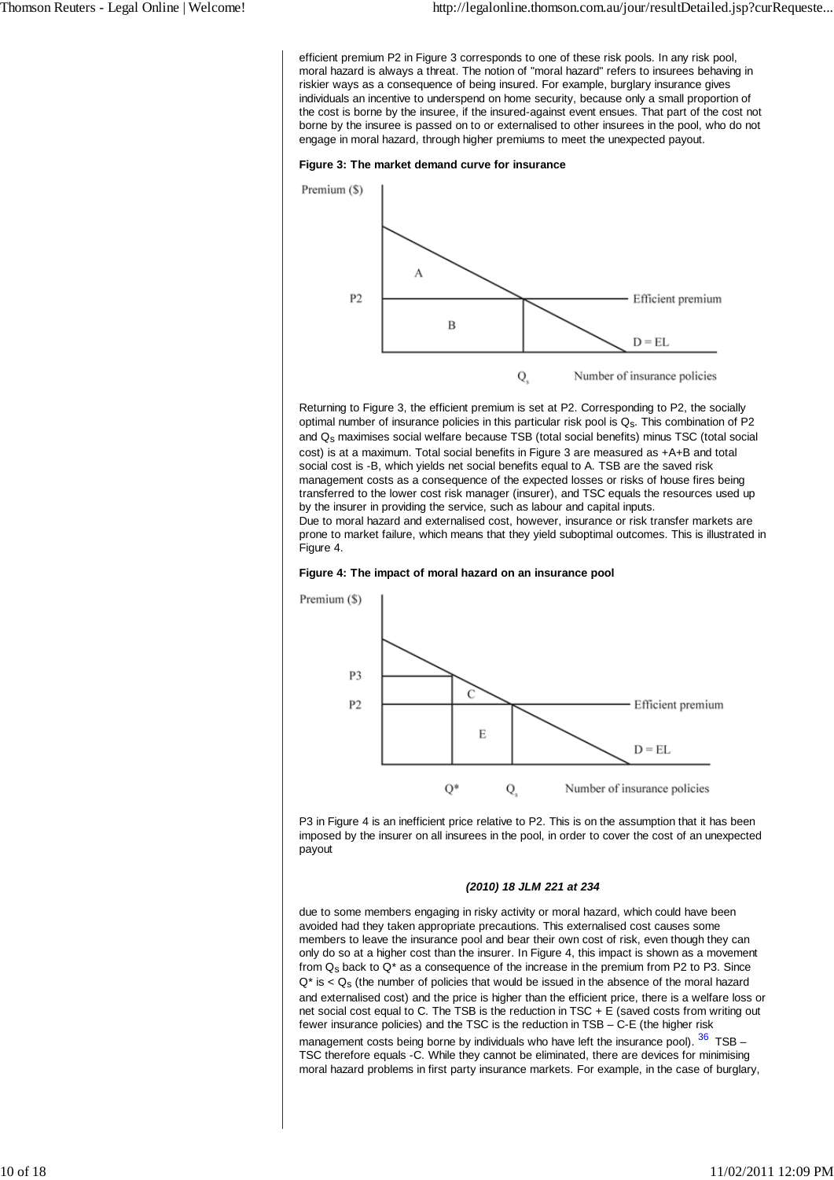efficient premium P2 in Figure 3 corresponds to one of these risk pools. In any risk pool, moral hazard is always a threat. The notion of "moral hazard" refers to insurees behaving in riskier ways as a consequence of being insured. For example, burglary insurance gives individuals an incentive to underspend on home security, because only a small proportion of the cost is borne by the insuree, if the insured-against event ensues. That part of the cost not borne by the insuree is passed on to or externalised to other insurees in the pool, who do not engage in moral hazard, through higher premiums to meet the unexpected payout.

**Figure 3: The market demand curve for insurance**

Returning to Figure 3, the efficient premium is set at P2. Corresponding to P2, the socially optimal number of insurance policies in this particular risk pool is $Q_S$. This combination of P2 and $Q_S$ maximises social welfare because TSB (total social benefits) minus TSC (total social cost) is at a maximum. Total social benefits in Figure 3 are measured as +A+B and total social cost is -B, which yields net social benefits equal to A. TSB are the saved risk management costs as a consequence of the expected losses or risks of house fires being transferred to the lower cost risk manager (insurer), and TSC equals the resources used up by the insurer in providing the service, such as labour and capital inputs.

Due to moral hazard and externalised cost, however, insurance or risk transfer markets are prone to market failure, which means that they yield suboptimal outcomes. This is illustrated in Figure 4.

**Figure 4: The impact of moral hazard on an insurance pool**

P3 in Figure 4 is an inefficient price relative to P2. This is on the assumption that it has been imposed by the insurer on all insurees in the pool, in order to cover the cost of an unexpected payout

***(2010) 18 JLM 221 at 234***

due to some members engaging in risky activity or moral hazard, which could have been avoided had they taken appropriate precautions. This externalised cost causes some members to leave the insurance pool and bear their own cost of risk, even though they can only do so at a higher cost than the insurer. In Figure 4, this impact is shown as a movement from $Q_S$ back to Q* as a consequence of the increase in the premium from P2 to P3. Since Q* is < $Q_S$ (the number of policies that would be issued in the absence of the moral hazard and externalised cost) and the price is higher than the efficient price, there is a welfare loss or net social cost equal to C. The TSB is the reduction in TSC + E (saved costs from writing out fewer insurance policies) and the TSC is the reduction in TSB – C-E (the higher risk management costs being borne by individuals who have left the insurance pool).[36] TSB – TSC therefore equals -C. While they cannot be eliminated, there are devices for minimising moral hazard problems in first party insurance markets. For example, in the case of burglary,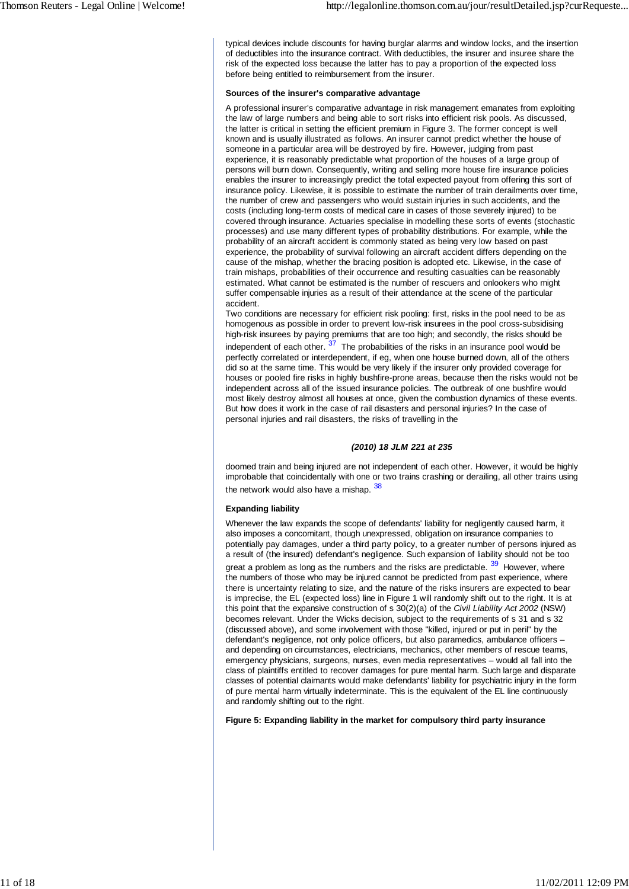typical devices include discounts for having burglar alarms and window locks, and the insertion of deductibles into the insurance contract. With deductibles, the insurer and insuree share the risk of the expected loss because the latter has to pay a proportion of the expected loss before being entitled to reimbursement from the insurer.

**Sources of the insurer's comparative advantage**

A professional insurer's comparative advantage in risk management emanates from exploiting the law of large numbers and being able to sort risks into efficient risk pools. As discussed, the latter is critical in setting the efficient premium in Figure 3. The former concept is well known and is usually illustrated as follows. An insurer cannot predict whether the house of someone in a particular area will be destroyed by fire. However, judging from past experience, it is reasonably predictable what proportion of the houses of a large group of persons will burn down. Consequently, writing and selling more house fire insurance policies enables the insurer to increasingly predict the total expected payout from offering this sort of insurance policy. Likewise, it is possible to estimate the number of train derailments over time, the number of crew and passengers who would sustain injuries in such accidents, and the costs (including long-term costs of medical care in cases of those severely injured) to be covered through insurance. Actuaries specialise in modelling these sorts of events (stochastic processes) and use many different types of probability distributions. For example, while the probability of an aircraft accident is commonly stated as being very low based on past experience, the probability of survival following an aircraft accident differs depending on the cause of the mishap, whether the bracing position is adopted etc. Likewise, in the case of train mishaps, probabilities of their occurrence and resulting casualties can be reasonably estimated. What cannot be estimated is the number of rescuers and onlookers who might suffer compensable injuries as a result of their attendance at the scene of the particular accident.

Two conditions are necessary for efficient risk pooling: first, risks in the pool need to be as homogenous as possible in order to prevent low-risk insurees in the pool cross-subsidising high-risk insurees by paying premiums that are too high; and secondly, the risks should be independent of each other. [37] The probabilities of the risks in an insurance pool would be perfectly correlated or interdependent, if eg, when one house burned down, all of the others did so at the same time. This would be very likely if the insurer only provided coverage for houses or pooled fire risks in highly bushfire-prone areas, because then the risks would not be independent across all of the issued insurance policies. The outbreak of one bushfire would most likely destroy almost all houses at once, given the combustion dynamics of these events. But how does it work in the case of rail disasters and personal injuries? In the case of personal injuries and rail disasters, the risks of travelling in the

***(2010) 18 JLM 221 at 235***

doomed train and being injured are not independent of each other. However, it would be highly improbable that coincidentally with one or two trains crashing or derailing, all other trains using the network would also have a mishap. [38]

**Expanding liability**

Whenever the law expands the scope of defendants' liability for negligently caused harm, it also imposes a concomitant, though unexpressed, obligation on insurance companies to potentially pay damages, under a third party policy, to a greater number of persons injured as a result of (the insured) defendant's negligence. Such expansion of liability should not be too great a problem as long as the numbers and the risks are predictable. [39] However, where the numbers of those who may be injured cannot be predicted from past experience, where there is uncertainty relating to size, and the nature of the risks insurers are expected to bear is imprecise, the EL (expected loss) line in Figure 1 will randomly shift out to the right. It is at this point that the expansive construction of s 30(2)(a) of the *Civil Liability Act 2002* (NSW) becomes relevant. Under the Wicks decision, subject to the requirements of s 31 and s 32 (discussed above), and some involvement with those "killed, injured or put in peril" by the defendant's negligence, not only police officers, but also paramedics, ambulance officers – and depending on circumstances, electricians, mechanics, other members of rescue teams, emergency physicians, surgeons, nurses, even media representatives – would all fall into the class of plaintiffs entitled to recover damages for pure mental harm. Such large and disparate classes of potential claimants would make defendants' liability for psychiatric injury in the form of pure mental harm virtually indeterminate. This is the equivalent of the EL line continuously and randomly shifting out to the right.

**Figure 5: Expanding liability in the market for compulsory third party insurance**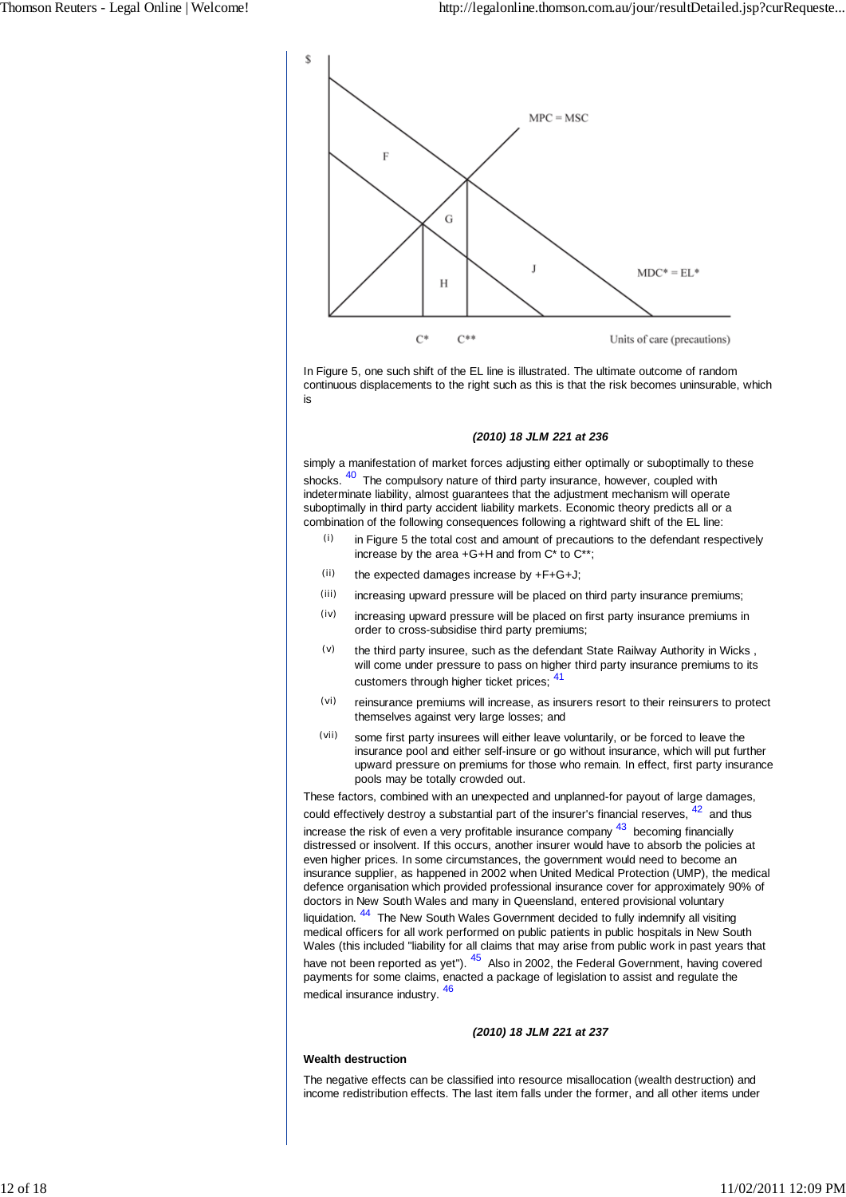In Figure 5, one such shift of the EL line is illustrated. The ultimate outcome of random continuous displacements to the right such as this is that the risk becomes uninsurable, which is

***(2010) 18 JLM 221 at 236***

simply a manifestation of market forces adjusting either optimally or suboptimally to these shocks. [40] The compulsory nature of third party insurance, however, coupled with indeterminate liability, almost guarantees that the adjustment mechanism will operate suboptimally in third party accident liability markets. Economic theory predicts all or a combination of the following consequences following a rightward shift of the EL line:

- (i) in Figure 5 the total cost and amount of precautions to the defendant respectively increase by the area +G+H and from C* to C**;
- (ii) the expected damages increase by +F+G+J;
- (iii) increasing upward pressure will be placed on third party insurance premiums;
- (iv) increasing upward pressure will be placed on first party insurance premiums in order to cross-subsidise third party premiums;
- (v) the third party insuree, such as the defendant State Railway Authority in Wicks , will come under pressure to pass on higher third party insurance premiums to its customers through higher ticket prices; [41]
- (vi) reinsurance premiums will increase, as insurers resort to their reinsurers to protect themselves against very large losses; and
- (vii) some first party insurees will either leave voluntarily, or be forced to leave the insurance pool and either self-insure or go without insurance, which will put further upward pressure on premiums for those who remain. In effect, first party insurance pools may be totally crowded out.

These factors, combined with an unexpected and unplanned-for payout of large damages, could effectively destroy a substantial part of the insurer's financial reserves, [42] and thus increase the risk of even a very profitable insurance company [43] becoming financially distressed or insolvent. If this occurs, another insurer would have to absorb the policies at even higher prices. In some circumstances, the government would need to become an insurance supplier, as happened in 2002 when United Medical Protection (UMP), the medical defence organisation which provided professional insurance cover for approximately 90% of doctors in New South Wales and many in Queensland, entered provisional voluntary liquidation. [44] The New South Wales Government decided to fully indemnify all visiting medical officers for all work performed on public patients in public hospitals in New South Wales (this included "liability for all claims that may arise from public work in past years that have not been reported as yet"). [45] Also in 2002, the Federal Government, having covered payments for some claims, enacted a package of legislation to assist and regulate the medical insurance industry. [46]

***(2010) 18 JLM 221 at 237***

**Wealth destruction**

The negative effects can be classified into resource misallocation (wealth destruction) and income redistribution effects. The last item falls under the former, and all other items under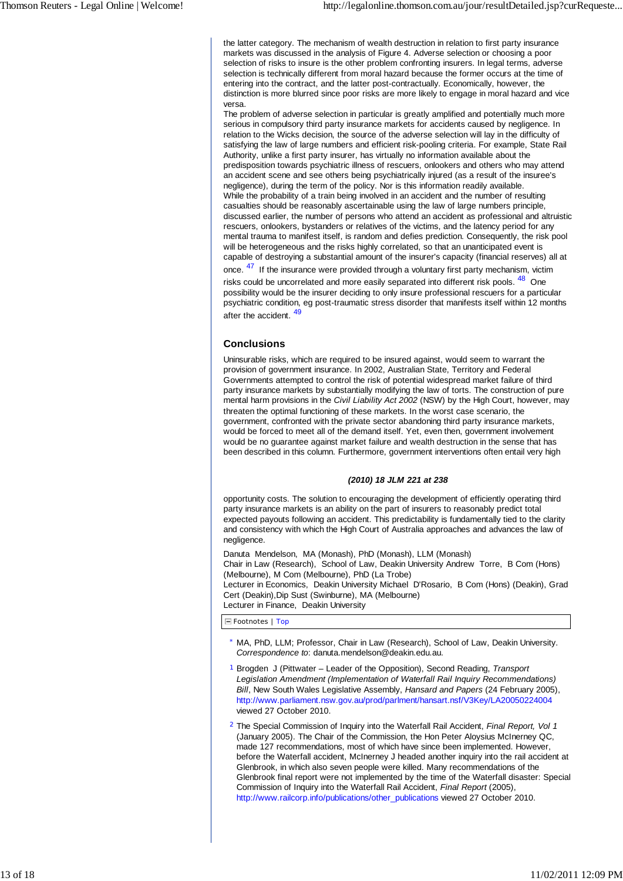the latter category. The mechanism of wealth destruction in relation to first party insurance markets was discussed in the analysis of Figure 4. Adverse selection or choosing a poor selection of risks to insure is the other problem confronting insurers. In legal terms, adverse selection is technically different from moral hazard because the former occurs at the time of entering into the contract, and the latter post-contractually. Economically, however, the distinction is more blurred since poor risks are more likely to engage in moral hazard and vice versa.

The problem of adverse selection in particular is greatly amplified and potentially much more serious in compulsory third party insurance markets for accidents caused by negligence. In relation to the Wicks decision, the source of the adverse selection will lay in the difficulty of satisfying the law of large numbers and efficient risk-pooling criteria. For example, State Rail Authority, unlike a first party insurer, has virtually no information available about the predisposition towards psychiatric illness of rescuers, onlookers and others who may attend an accident scene and see others being psychiatrically injured (as a result of the insuree's negligence), during the term of the policy. Nor is this information readily available.

While the probability of a train being involved in an accident and the number of resulting casualties should be reasonably ascertainable using the law of large numbers principle, discussed earlier, the number of persons who attend an accident as professional and altruistic rescuers, onlookers, bystanders or relatives of the victims, and the latency period for any mental trauma to manifest itself, is random and defies prediction. Consequently, the risk pool will be heterogeneous and the risks highly correlated, so that an unanticipated event is capable of destroying a substantial amount of the insurer's capacity (financial reserves) all at once. [47] If the insurance were provided through a voluntary first party mechanism, victim risks could be uncorrelated and more easily separated into different risk pools. [48] One possibility would be the insurer deciding to only insure professional rescuers for a particular psychiatric condition, eg post-traumatic stress disorder that manifests itself within 12 months after the accident. [49]

## Conclusions

Uninsurable risks, which are required to be insured against, would seem to warrant the provision of government insurance. In 2002, Australian State, Territory and Federal Governments attempted to control the risk of potential widespread market failure of third party insurance markets by substantially modifying the law of torts. The construction of pure mental harm provisions in the *Civil Liability Act 2002* (NSW) by the High Court, however, may threaten the optimal functioning of these markets. In the worst case scenario, the government, confronted with the private sector abandoning third party insurance markets, would be forced to meet all of the demand itself. Yet, even then, government involvement would be no guarantee against market failure and wealth destruction in the sense that has been described in this column. Furthermore, government interventions often entail very high

***(2010) 18 JLM 221 at 238***

opportunity costs. The solution to encouraging the development of efficiently operating third party insurance markets is an ability on the part of insurers to reasonably predict total expected payouts following an accident. This predictability is fundamentally tied to the clarity and consistency with which the High Court of Australia approaches and advances the law of negligence.

Danuta Mendelson, MA (Monash), PhD (Monash), LLM (Monash)
Chair in Law (Research), School of Law, Deakin University Andrew Torre, B Com (Hons) (Melbourne), M Com (Melbourne), PhD (La Trobe)
Lecturer in Economics, Deakin University Michael D'Rosario, B Com (Hons) (Deakin), Grad Cert (Deakin),Dip Sust (Swinburne), MA (Melbourne)
Lecturer in Finance, Deakin University

Footnotes | Top

\* MA, PhD, LLM; Professor, Chair in Law (Research), School of Law, Deakin University. *Correspondence to*: danuta.mendelson@deakin.edu.au.

1 Brogden J (Pittwater – Leader of the Opposition), Second Reading, *Transport Legislation Amendment (Implementation of Waterfall Rail Inquiry Recommendations) Bill*, New South Wales Legislative Assembly, *Hansard and Papers* (24 February 2005), http://www.parliament.nsw.gov.au/prod/parlment/hansart.nsf/V3Key/LA20050224004 viewed 27 October 2010.

2 The Special Commission of Inquiry into the Waterfall Rail Accident, *Final Report, Vol 1* (January 2005). The Chair of the Commission, the Hon Peter Aloysius McInerney QC, made 127 recommendations, most of which have since been implemented. However, before the Waterfall accident, McInerney J headed another inquiry into the rail accident at Glenbrook, in which also seven people were killed. Many recommendations of the Glenbrook final report were not implemented by the time of the Waterfall disaster: Special Commission of Inquiry into the Waterfall Rail Accident, *Final Report* (2005), http://www.railcorp.info/publications/other_publications viewed 27 October 2010.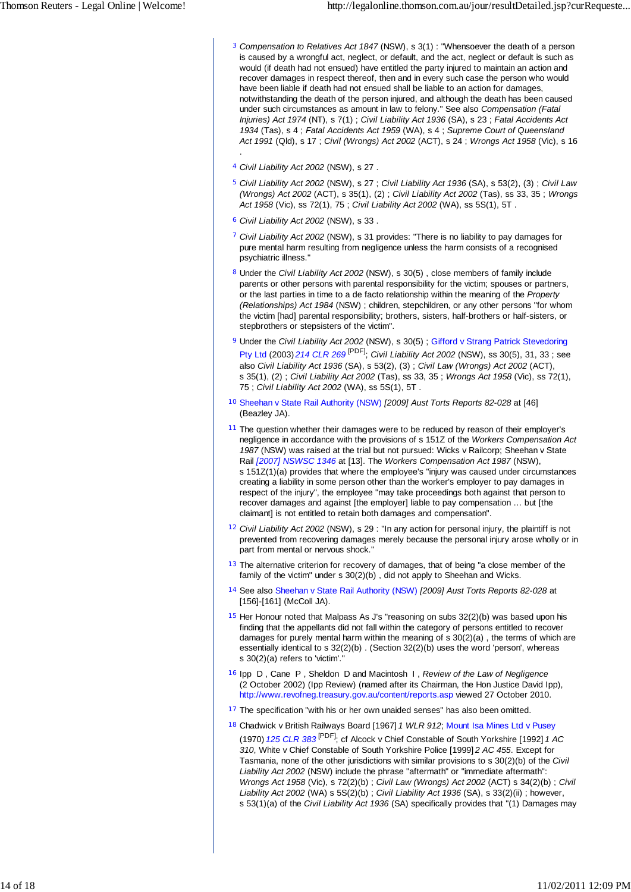3 *Compensation to Relatives Act 1847* (NSW), s 3(1) : "Whensoever the death of a person is caused by a wrongful act, neglect, or default, and the act, neglect or default is such as would (if death had not ensued) have entitled the party injured to maintain an action and recover damages in respect thereof, then and in every such case the person who would have been liable if death had not ensued shall be liable to an action for damages, notwithstanding the death of the person injured, and although the death has been caused under such circumstances as amount in law to felony." See also *Compensation (Fatal Injuries) Act 1974* (NT), s 7(1) ; *Civil Liability Act 1936* (SA), s 23 ; *Fatal Accidents Act 1934* (Tas), s 4 ; *Fatal Accidents Act 1959* (WA), s 4 ; *Supreme Court of Queensland Act 1991* (Qld), s 17 ; *Civil (Wrongs) Act 2002* (ACT), s 24 ; *Wrongs Act 1958* (Vic), s 16 .

4 *Civil Liability Act 2002* (NSW), s 27 .

5 *Civil Liability Act 2002* (NSW), s 27 ; *Civil Liability Act 1936* (SA), s 53(2), (3) ; *Civil Law (Wrongs) Act 2002* (ACT), s 35(1), (2) ; *Civil Liability Act 2002* (Tas), ss 33, 35 ; *Wrongs Act 1958* (Vic), ss 72(1), 75 ; *Civil Liability Act 2002* (WA), ss 5S(1), 5T .

6 *Civil Liability Act 2002* (NSW), s 33 .

7 *Civil Liability Act 2002* (NSW), s 31 provides: "There is no liability to pay damages for pure mental harm resulting from negligence unless the harm consists of a recognised psychiatric illness."

8 Under the *Civil Liability Act 2002* (NSW), s 30(5) , close members of family include parents or other persons with parental responsibility for the victim; spouses or partners, or the last parties in time to a de facto relationship within the meaning of the *Property (Relationships) Act 1984* (NSW) ; children, stepchildren, or any other persons "for whom the victim [had] parental responsibility; brothers, sisters, half-brothers or half-sisters, or stepbrothers or stepsisters of the victim".

9 Under the *Civil Liability Act 2002* (NSW), s 30(5) ; Gifford v Strang Patrick Stevedoring Pty Ltd (2003) *214 CLR 269* [PDF]; *Civil Liability Act 2002* (NSW), ss 30(5), 31, 33 ; see also *Civil Liability Act 1936* (SA), s 53(2), (3) ; *Civil Law (Wrongs) Act 2002* (ACT), s 35(1), (2) ; *Civil Liability Act 2002* (Tas), ss 33, 35 ; *Wrongs Act 1958* (Vic), ss 72(1), 75 ; *Civil Liability Act 2002* (WA), ss 5S(1), 5T .

10 Sheehan v State Rail Authority (NSW) *[2009] Aust Torts Reports 82-028* at [46] (Beazley JA).

11 The question whether their damages were to be reduced by reason of their employer's negligence in accordance with the provisions of s 151Z of the *Workers Compensation Act 1987* (NSW) was raised at the trial but not pursued: Wicks v Railcorp; Sheehan v State Rail *[2007] NSWSC 1346* at [13]. The *Workers Compensation Act 1987* (NSW), s 151Z(1)(a) provides that where the employee's "injury was caused under circumstances creating a liability in some person other than the worker's employer to pay damages in respect of the injury", the employee "may take proceedings both against that person to recover damages and against [the employer] liable to pay compensation … but [the claimant] is not entitled to retain both damages and compensation".

12 *Civil Liability Act 2002* (NSW), s 29 : "In any action for personal injury, the plaintiff is not prevented from recovering damages merely because the personal injury arose wholly or in part from mental or nervous shock."

13 The alternative criterion for recovery of damages, that of being "a close member of the family of the victim" under s 30(2)(b) , did not apply to Sheehan and Wicks.

14 See also Sheehan v State Rail Authority (NSW) *[2009] Aust Torts Reports 82-028* at [156]-[161] (McColl JA).

15 Her Honour noted that Malpass As J's "reasoning on subs 32(2)(b) was based upon his finding that the appellants did not fall within the category of persons entitled to recover damages for purely mental harm within the meaning of s 30(2)(a) , the terms of which are essentially identical to s 32(2)(b) . (Section 32(2)(b) uses the word 'person', whereas s 30(2)(a) refers to 'victim'."

16 Ipp D , Cane P , Sheldon D and Macintosh I , *Review of the Law of Negligence* (2 October 2002) (Ipp Review) (named after its Chairman, the Hon Justice David Ipp), http://www.revofneg.treasury.gov.au/content/reports.asp viewed 27 October 2010.

17 The specification "with his or her own unaided senses" has also been omitted.

18 Chadwick v British Railways Board [1967] *1 WLR 912*; Mount Isa Mines Ltd v Pusey (1970) *125 CLR 383* [PDF]; cf Alcock v Chief Constable of South Yorkshire [1992] *1 AC 310*, White v Chief Constable of South Yorkshire Police [1999] *2 AC 455*. Except for Tasmania, none of the other jurisdictions with similar provisions to s 30(2)(b) of the *Civil Liability Act 2002* (NSW) include the phrase "immediate aftermath" or "immediate aftermath": *Wrongs Act 1958* (Vic), s 72(2)(b) ; *Civil Law (Wrongs) Act 2002* (ACT) s 34(2)(b) ; *Civil Liability Act 2002* (WA) s 5S(2)(b) ; *Civil Liability Act 1936* (SA), s 33(2)(ii) ; however, s 53(1)(a) of the *Civil Liability Act 1936* (SA) specifically provides that "(1) Damages may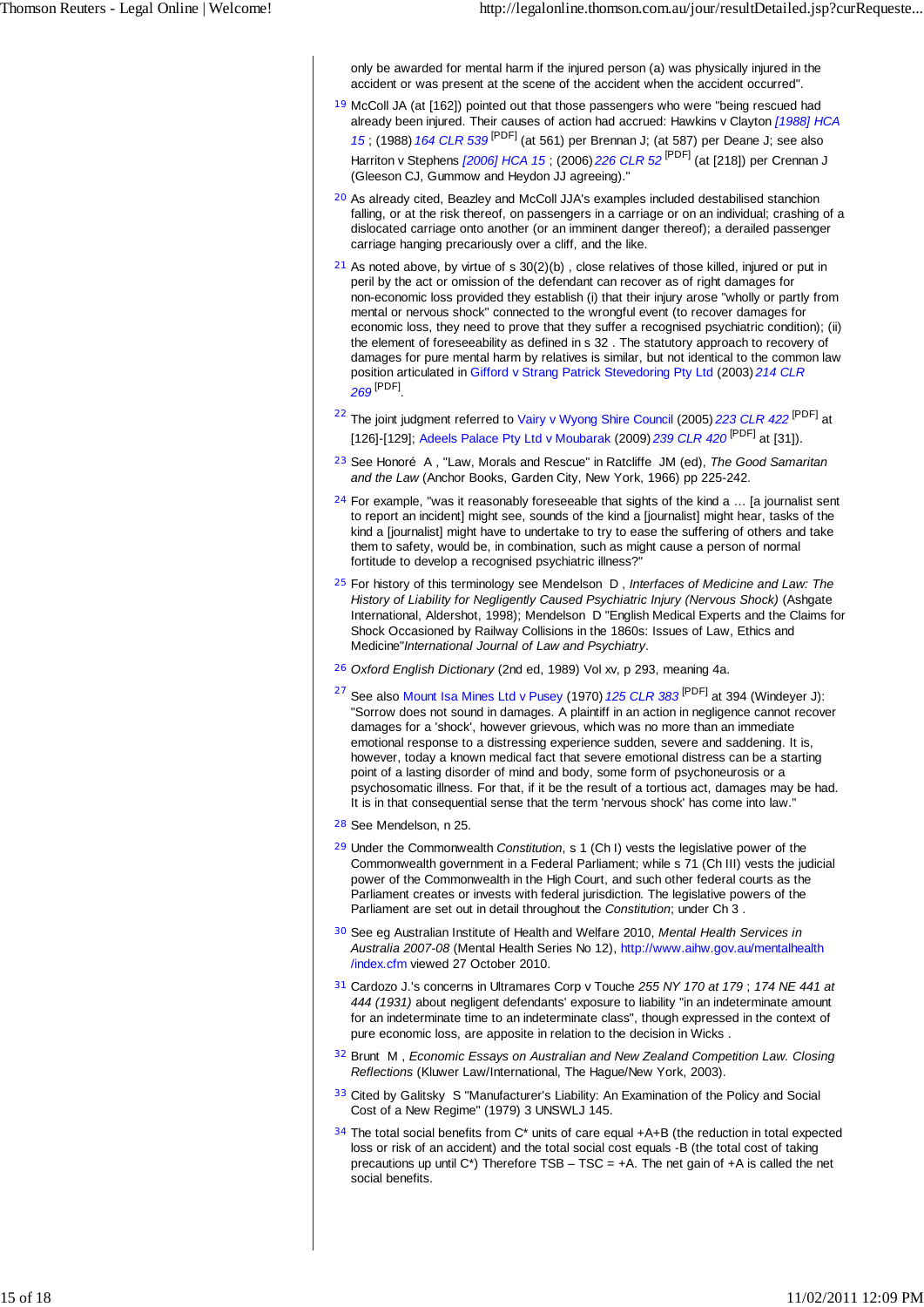only be awarded for mental harm if the injured person (a) was physically injured in the accident or was present at the scene of the accident when the accident occurred".

19 McColl JA (at [162]) pointed out that those passengers who were "being rescued had already been injured. Their causes of action had accrued: Hawkins v Clayton *[1988] HCA 15* ; (1988) *164 CLR 539* [PDF] (at 561) per Brennan J; (at 587) per Deane J; see also Harriton v Stephens *[2006] HCA 15* ; (2006) *226 CLR 52* [PDF] (at [218]) per Crennan J (Gleeson CJ, Gummow and Heydon JJ agreeing)."

20 As already cited, Beazley and McColl JJA's examples included destabilised stanchion falling, or at the risk thereof, on passengers in a carriage or on an individual; crashing of a dislocated carriage onto another (or an imminent danger thereof); a derailed passenger carriage hanging precariously over a cliff, and the like.

21 As noted above, by virtue of s 30(2)(b) , close relatives of those killed, injured or put in peril by the act or omission of the defendant can recover as of right damages for non-economic loss provided they establish (i) that their injury arose "wholly or partly from mental or nervous shock" connected to the wrongful event (to recover damages for economic loss, they need to prove that they suffer a recognised psychiatric condition); (ii) the element of foreseeability as defined in s 32 . The statutory approach to recovery of damages for pure mental harm by relatives is similar, but not identical to the common law position articulated in Gifford v Strang Patrick Stevedoring Pty Ltd (2003) *214 CLR 269* [PDF].

22 The joint judgment referred to Vairy v Wyong Shire Council (2005) *223 CLR 422* [PDF] at [126]-[129]; Adeels Palace Pty Ltd v Moubarak (2009) *239 CLR 420* [PDF] at [31]).

23 See Honoré A , "Law, Morals and Rescue" in Ratcliffe JM (ed), *The Good Samaritan and the Law* (Anchor Books, Garden City, New York, 1966) pp 225-242.

24 For example, "was it reasonably foreseeable that sights of the kind a … [a journalist sent to report an incident] might see, sounds of the kind a [journalist] might hear, tasks of the kind a [journalist] might have to undertake to try to ease the suffering of others and take them to safety, would be, in combination, such as might cause a person of normal fortitude to develop a recognised psychiatric illness?"

25 For history of this terminology see Mendelson D , *Interfaces of Medicine and Law: The History of Liability for Negligently Caused Psychiatric Injury (Nervous Shock)* (Ashgate International, Aldershot, 1998); Mendelson D "English Medical Experts and the Claims for Shock Occasioned by Railway Collisions in the 1860s: Issues of Law, Ethics and Medicine"*International Journal of Law and Psychiatry*.

26 *Oxford English Dictionary* (2nd ed, 1989) Vol xv, p 293, meaning 4a.

27 See also Mount Isa Mines Ltd v Pusey (1970) *125 CLR 383* [PDF] at 394 (Windeyer J): "Sorrow does not sound in damages. A plaintiff in an action in negligence cannot recover damages for a 'shock', however grievous, which was no more than an immediate emotional response to a distressing experience sudden, severe and saddening. It is, however, today a known medical fact that severe emotional distress can be a starting point of a lasting disorder of mind and body, some form of psychoneurosis or a psychosomatic illness. For that, if it be the result of a tortious act, damages may be had. It is in that consequential sense that the term 'nervous shock' has come into law."

28 See Mendelson, n 25.

29 Under the Commonwealth *Constitution*, s 1 (Ch I) vests the legislative power of the Commonwealth government in a Federal Parliament; while s 71 (Ch III) vests the judicial power of the Commonwealth in the High Court, and such other federal courts as the Parliament creates or invests with federal jurisdiction. The legislative powers of the Parliament are set out in detail throughout the *Constitution*; under Ch 3 .

30 See eg Australian Institute of Health and Welfare 2010, *Mental Health Services in Australia 2007-08* (Mental Health Series No 12), http://www.aihw.gov.au/mentalhealth/index.cfm viewed 27 October 2010.

31 Cardozo J.'s concerns in Ultramares Corp v Touche *255 NY 170 at 179* ; *174 NE 441 at 444 (1931)* about negligent defendants' exposure to liability "in an indeterminate amount for an indeterminate time to an indeterminate class", though expressed in the context of pure economic loss, are apposite in relation to the decision in Wicks .

32 Brunt M , *Economic Essays on Australian and New Zealand Competition Law. Closing Reflections* (Kluwer Law/International, The Hague/New York, 2003).

33 Cited by Galitsky S "Manufacturer's Liability: An Examination of the Policy and Social Cost of a New Regime" (1979) 3 UNSWLJ 145.

34 The total social benefits from C* units of care equal +A+B (the reduction in total expected loss or risk of an accident) and the total social cost equals -B (the total cost of taking precautions up until C*) Therefore TSB – TSC = +A. The net gain of +A is called the net social benefits.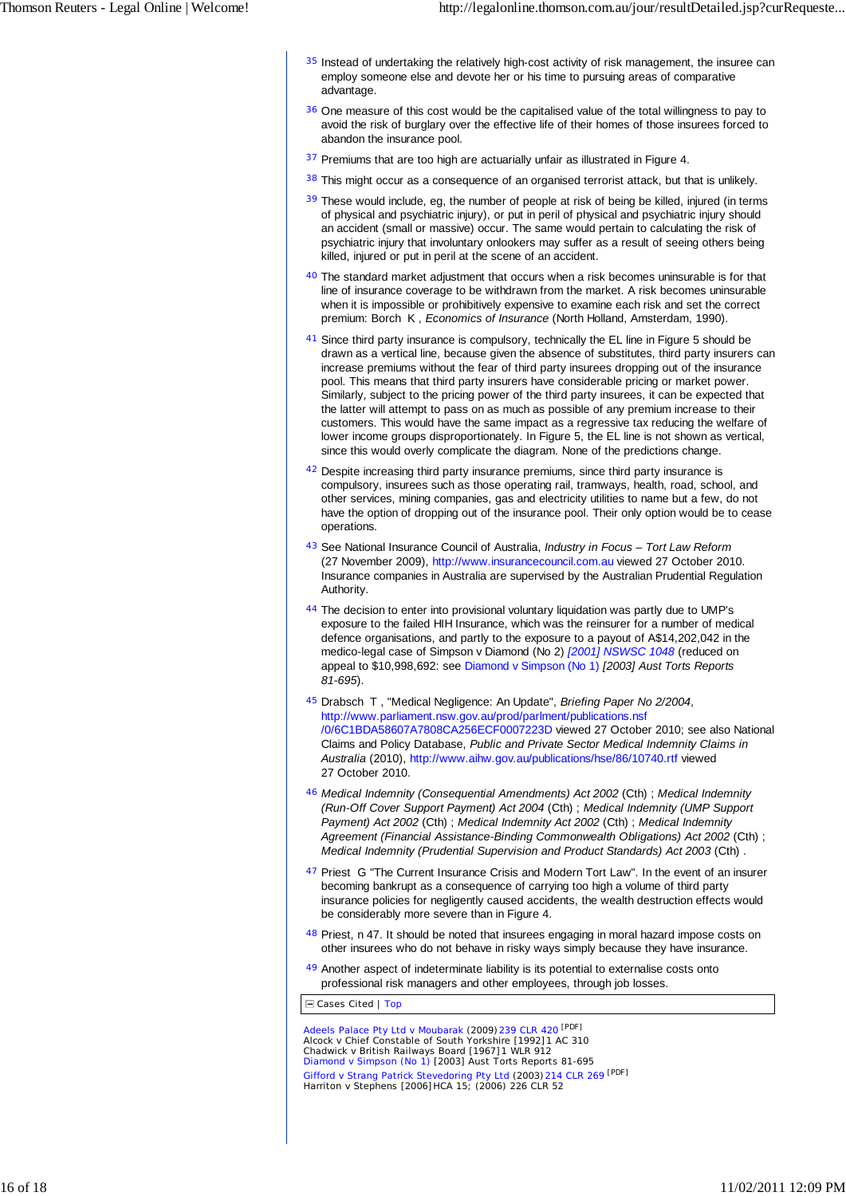35 Instead of undertaking the relatively high-cost activity of risk management, the insuree can employ someone else and devote her or his time to pursuing areas of comparative advantage.

36 One measure of this cost would be the capitalised value of the total willingness to pay to avoid the risk of burglary over the effective life of their homes of those insurees forced to abandon the insurance pool.

37 Premiums that are too high are actuarially unfair as illustrated in Figure 4.

38 This might occur as a consequence of an organised terrorist attack, but that is unlikely.

39 These would include, eg, the number of people at risk of being be killed, injured (in terms of physical and psychiatric injury), or put in peril of physical and psychiatric injury should an accident (small or massive) occur. The same would pertain to calculating the risk of psychiatric injury that involuntary onlookers may suffer as a result of seeing others being killed, injured or put in peril at the scene of an accident.

40 The standard market adjustment that occurs when a risk becomes uninsurable is for that line of insurance coverage to be withdrawn from the market. A risk becomes uninsurable when it is impossible or prohibitively expensive to examine each risk and set the correct premium: Borch K , *Economics of Insurance* (North Holland, Amsterdam, 1990).

41 Since third party insurance is compulsory, technically the EL line in Figure 5 should be drawn as a vertical line, because given the absence of substitutes, third party insurers can increase premiums without the fear of third party insurees dropping out of the insurance pool. This means that third party insurers have considerable pricing or market power. Similarly, subject to the pricing power of the third party insurees, it can be expected that the latter will attempt to pass on as much as possible of any premium increase to their customers. This would have the same impact as a regressive tax reducing the welfare of lower income groups disproportionately. In Figure 5, the EL line is not shown as vertical, since this would overly complicate the diagram. None of the predictions change.

42 Despite increasing third party insurance premiums, since third party insurance is compulsory, insurees such as those operating rail, tramways, health, road, school, and other services, mining companies, gas and electricity utilities to name but a few, do not have the option of dropping out of the insurance pool. Their only option would be to cease operations.

43 See National Insurance Council of Australia, *Industry in Focus – Tort Law Reform* (27 November 2009), http://www.insurancecouncil.com.au viewed 27 October 2010. Insurance companies in Australia are supervised by the Australian Prudential Regulation Authority.

44 The decision to enter into provisional voluntary liquidation was partly due to UMP's exposure to the failed HIH Insurance, which was the reinsurer for a number of medical defence organisations, and partly to the exposure to a payout of A$14,202,042 in the medico-legal case of Simpson v Diamond (No 2) *[2001] NSWSC 1048* (reduced on appeal to $10,998,692: see Diamond v Simpson (No 1) *[2003] Aust Torts Reports 81-695*).

45 Drabsch T , "Medical Negligence: An Update", *Briefing Paper No 2/2004*, http://www.parliament.nsw.gov.au/prod/parlment/publications.nsf/0/6C1BDA58607A7808CA256ECF0007223D viewed 27 October 2010; see also National Claims and Policy Database, *Public and Private Sector Medical Indemnity Claims in Australia* (2010), http://www.aihw.gov.au/publications/hse/86/10740.rtf viewed 27 October 2010.

46 *Medical Indemnity (Consequential Amendments) Act 2002* (Cth) ; *Medical Indemnity (Run-Off Cover Support Payment) Act 2004* (Cth) ; *Medical Indemnity (UMP Support Payment) Act 2002* (Cth) ; *Medical Indemnity Act 2002* (Cth) ; *Medical Indemnity Agreement (Financial Assistance-Binding Commonwealth Obligations) Act 2002* (Cth) ; *Medical Indemnity (Prudential Supervision and Product Standards) Act 2003* (Cth) .

47 Priest G "The Current Insurance Crisis and Modern Tort Law". In the event of an insurer becoming bankrupt as a consequence of carrying too high a volume of third party insurance policies for negligently caused accidents, the wealth destruction effects would be considerably more severe than in Figure 4.

48 Priest, n 47. It should be noted that insurees engaging in moral hazard impose costs on other insurees who do not behave in risky ways simply because they have insurance.

49 Another aspect of indeterminate liability is its potential to externalise costs onto professional risk managers and other employees, through job losses.

Cases Cited | Top

Adeels Palace Pty Ltd v Moubarak (2009) 239 CLR 420 [PDF]
Alcock v Chief Constable of South Yorkshire [1992] 1 AC 310
Chadwick v British Railways Board [1967] 1 WLR 912
Diamond v Simpson (No 1) [2003] Aust Torts Reports 81-695
Gifford v Strang Patrick Stevedoring Pty Ltd (2003) 214 CLR 269 [PDF]
Harriton v Stephens [2006] HCA 15; (2006) 226 CLR 52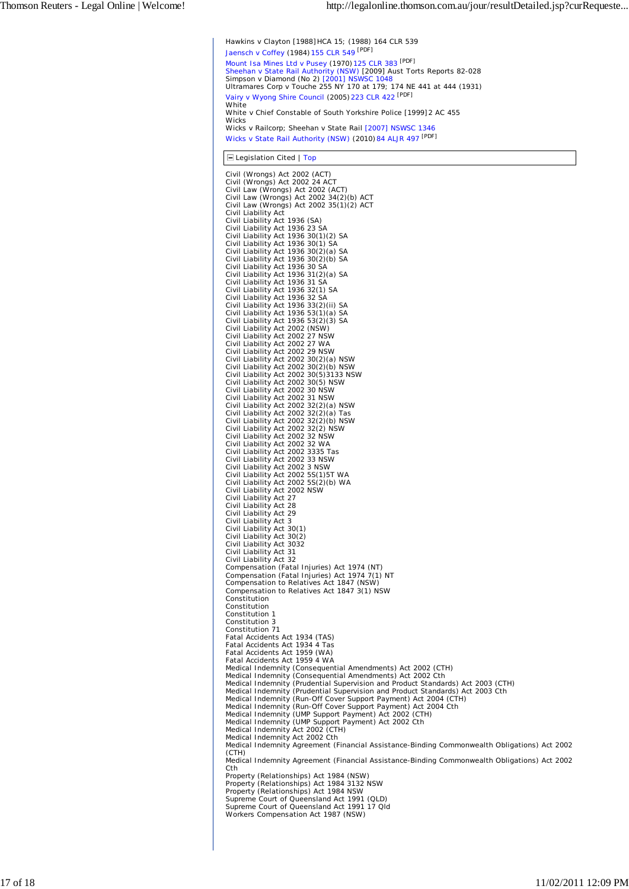Hawkins v Clayton [1988] HCA 15; (1988) 164 CLR 539
Jaensch v Coffey (1984) 155 CLR 549 [PDF]
Mount Isa Mines Ltd v Pusey (1970) 125 CLR 383 [PDF]
Sheehan v State Rail Authority (NSW) [2009] Aust Torts Reports 82-028
Simpson v Diamond (No 2) [2001] NSWSC 1048
Ultramares Corp v Touche 255 NY 170 at 179; 174 NE 441 at 444 (1931)
Vairy v Wyong Shire Council (2005) 223 CLR 422 [PDF]
White
White v Chief Constable of South Yorkshire Police [1999] 2 AC 455
Wicks
Wicks v Railcorp; Sheehan v State Rail [2007] NSWSC 1346
Wicks v State Rail Authority (NSW) (2010) 84 ALJR 497 [PDF]

## Legislation Cited | Top

Civil (Wrongs) Act 2002 (ACT)
Civil (Wrongs) Act 2002 24 ACT
Civil Law (Wrongs) Act 2002 (ACT)
Civil Law (Wrongs) Act 2002 34(2)(b) ACT
Civil Law (Wrongs) Act 2002 35(1)(2) ACT
Civil Liability Act
Civil Liability Act 1936 (SA)
Civil Liability Act 1936 23 SA
Civil Liability Act 1936 30(1)(2) SA
Civil Liability Act 1936 30(1) SA
Civil Liability Act 1936 30(2)(a) SA
Civil Liability Act 1936 30(2)(b) SA
Civil Liability Act 1936 30 SA
Civil Liability Act 1936 31(2)(a) SA
Civil Liability Act 1936 31 SA
Civil Liability Act 1936 32(1) SA
Civil Liability Act 1936 32 SA
Civil Liability Act 1936 33(2)(ii) SA
Civil Liability Act 1936 53(1)(a) SA
Civil Liability Act 1936 53(2)(3) SA
Civil Liability Act 2002 (NSW)
Civil Liability Act 2002 27 NSW
Civil Liability Act 2002 27 WA
Civil Liability Act 2002 29 NSW
Civil Liability Act 2002 30(2)(a) NSW
Civil Liability Act 2002 30(2)(b) NSW
Civil Liability Act 2002 30(5)3133 NSW
Civil Liability Act 2002 30(5) NSW
Civil Liability Act 2002 30 NSW
Civil Liability Act 2002 31 NSW
Civil Liability Act 2002 32(2)(a) NSW
Civil Liability Act 2002 32(2)(a) Tas
Civil Liability Act 2002 32(2)(b) NSW
Civil Liability Act 2002 32(2) NSW
Civil Liability Act 2002 32 NSW
Civil Liability Act 2002 32 WA
Civil Liability Act 2002 3335 Tas
Civil Liability Act 2002 33 NSW
Civil Liability Act 2002 3 NSW
Civil Liability Act 2002 5S(1)5T WA
Civil Liability Act 2002 5S(2)(b) WA
Civil Liability Act 2002 NSW
Civil Liability Act 27
Civil Liability Act 28
Civil Liability Act 29
Civil Liability Act 3
Civil Liability Act 30(1)
Civil Liability Act 30(2)
Civil Liability Act 3032
Civil Liability Act 31
Civil Liability Act 32
Compensation (Fatal Injuries) Act 1974 (NT)
Compensation (Fatal Injuries) Act 1974 7(1) NT
Compensation to Relatives Act 1847 (NSW)
Compensation to Relatives Act 1847 3(1) NSW
Constitution
Constitution
Constitution 1
Constitution 3
Constitution 71
Fatal Accidents Act 1934 (TAS)
Fatal Accidents Act 1934 4 Tas
Fatal Accidents Act 1959 (WA)
Fatal Accidents Act 1959 4 WA
Medical Indemnity (Consequential Amendments) Act 2002 (CTH)
Medical Indemnity (Consequential Amendments) Act 2002 Cth
Medical Indemnity (Prudential Supervision and Product Standards) Act 2003 (CTH)
Medical Indemnity (Prudential Supervision and Product Standards) Act 2003 Cth
Medical Indemnity (Run-Off Cover Support Payment) Act 2004 (CTH)
Medical Indemnity (Run-Off Cover Support Payment) Act 2004 Cth
Medical Indemnity (UMP Support Payment) Act 2002 (CTH)
Medical Indemnity (UMP Support Payment) Act 2002 Cth
Medical Indemnity Act 2002 (CTH)
Medical Indemnity Act 2002 Cth
Medical Indemnity Agreement (Financial Assistance-Binding Commonwealth Obligations) Act 2002 (CTH)
Medical Indemnity Agreement (Financial Assistance-Binding Commonwealth Obligations) Act 2002 Cth
Property (Relationships) Act 1984 (NSW)
Property (Relationships) Act 1984 3132 NSW
Property (Relationships) Act 1984 NSW
Supreme Court of Queensland Act 1991 (QLD)
Supreme Court of Queensland Act 1991 17 Qld
Workers Compensation Act 1987 (NSW)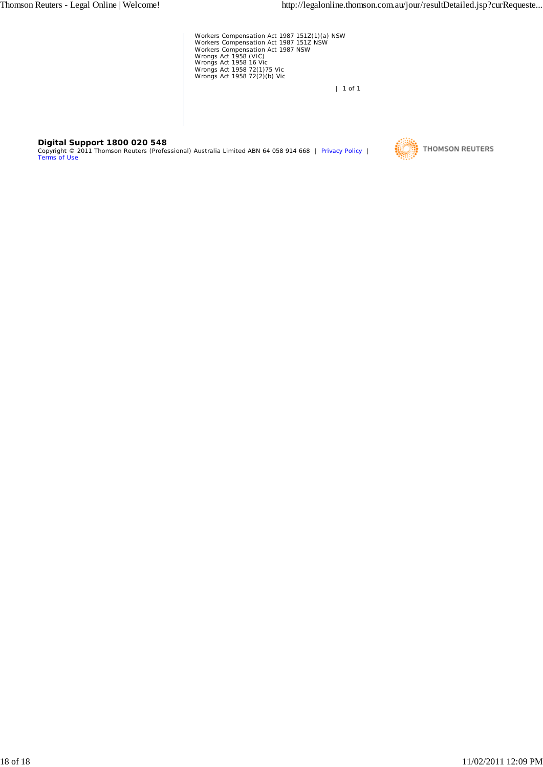Workers Compensation Act 1987 151Z(1)(a) NSW
Workers Compensation Act 1987 151Z NSW
Workers Compensation Act 1987 NSW
Wrongs Act 1958 (VIC)
Wrongs Act 1958 16 Vic
Wrongs Act 1958 72(1)75 Vic
Wrongs Act 1958 72(2)(b) Vic

| 1 of 1

**Digital Support 1800 020 548**

Copyright © 2011 Thomson Reuters (Professional) Australia Limited ABN 64 058 914 668 | Privacy Policy | Terms of Use

THOMSON REUTERS